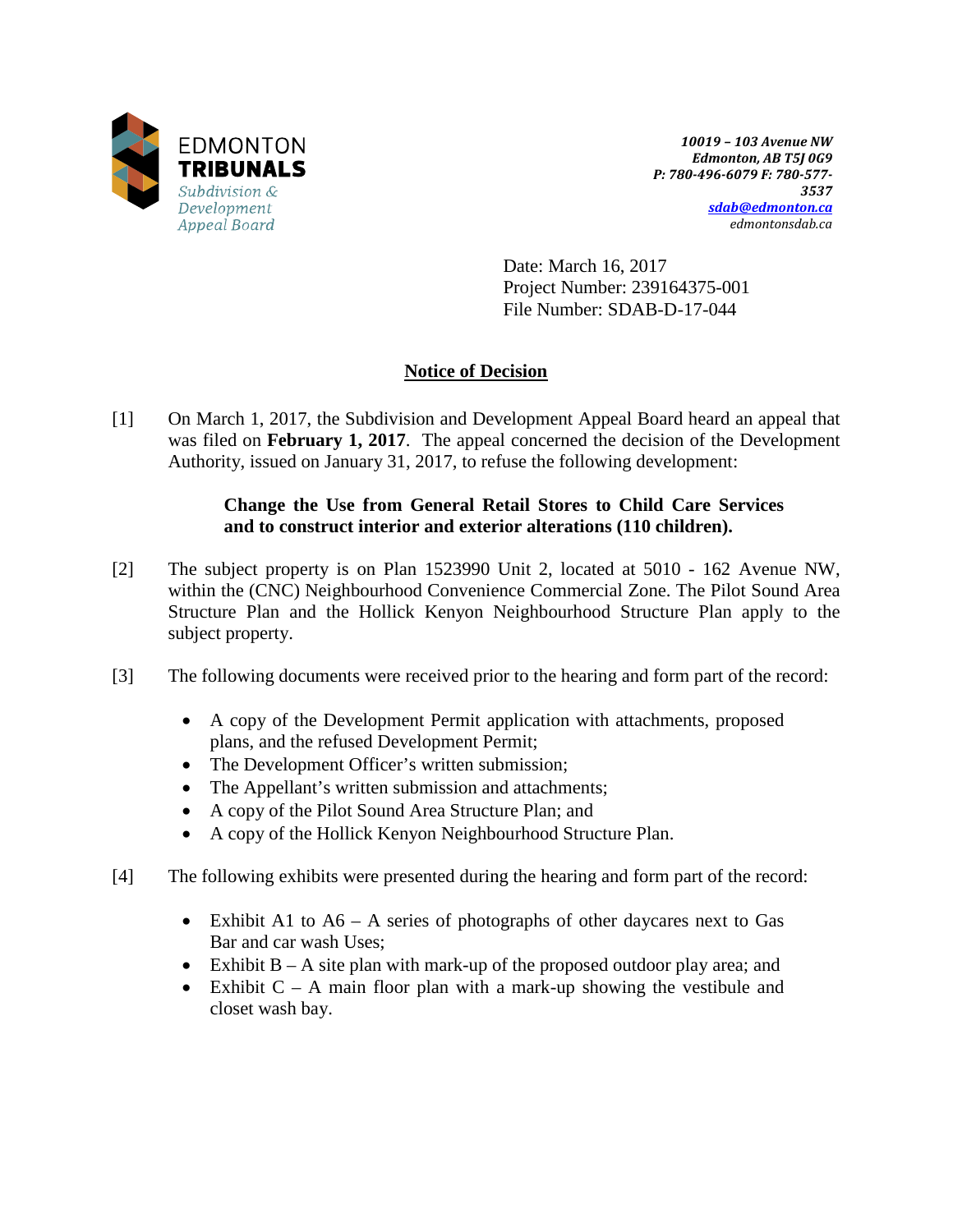EDMONTON
**TRIBUNALS**
*Subdivision & Development Appeal Board*

***10019 – 103 Avenue NW***
***Edmonton, AB T5J 0G9***
***P: 780-496-6079 F: 780-577-3537***
***sdab@edmonton.ca***
*edmontonsdab.ca*

Date: March 16, 2017
Project Number: 239164375-001
File Number: SDAB-D-17-044

## Notice of Decision

[1] On March 1, 2017, the Subdivision and Development Appeal Board heard an appeal that was filed on **February 1, 2017**. The appeal concerned the decision of the Development Authority, issued on January 31, 2017, to refuse the following development:

> **Change the Use from General Retail Stores to Child Care Services and to construct interior and exterior alterations (110 children).**

[2] The subject property is on Plan 1523990 Unit 2, located at 5010 - 162 Avenue NW, within the (CNC) Neighbourhood Convenience Commercial Zone. The Pilot Sound Area Structure Plan and the Hollick Kenyon Neighbourhood Structure Plan apply to the subject property.

[3] The following documents were received prior to the hearing and form part of the record:

- A copy of the Development Permit application with attachments, proposed plans, and the refused Development Permit;
- The Development Officer's written submission;
- The Appellant's written submission and attachments;
- A copy of the Pilot Sound Area Structure Plan; and
- A copy of the Hollick Kenyon Neighbourhood Structure Plan.

[4] The following exhibits were presented during the hearing and form part of the record:

- Exhibit A1 to A6 – A series of photographs of other daycares next to Gas Bar and car wash Uses;
- Exhibit B – A site plan with mark-up of the proposed outdoor play area; and
- Exhibit C – A main floor plan with a mark-up showing the vestibule and closet wash bay.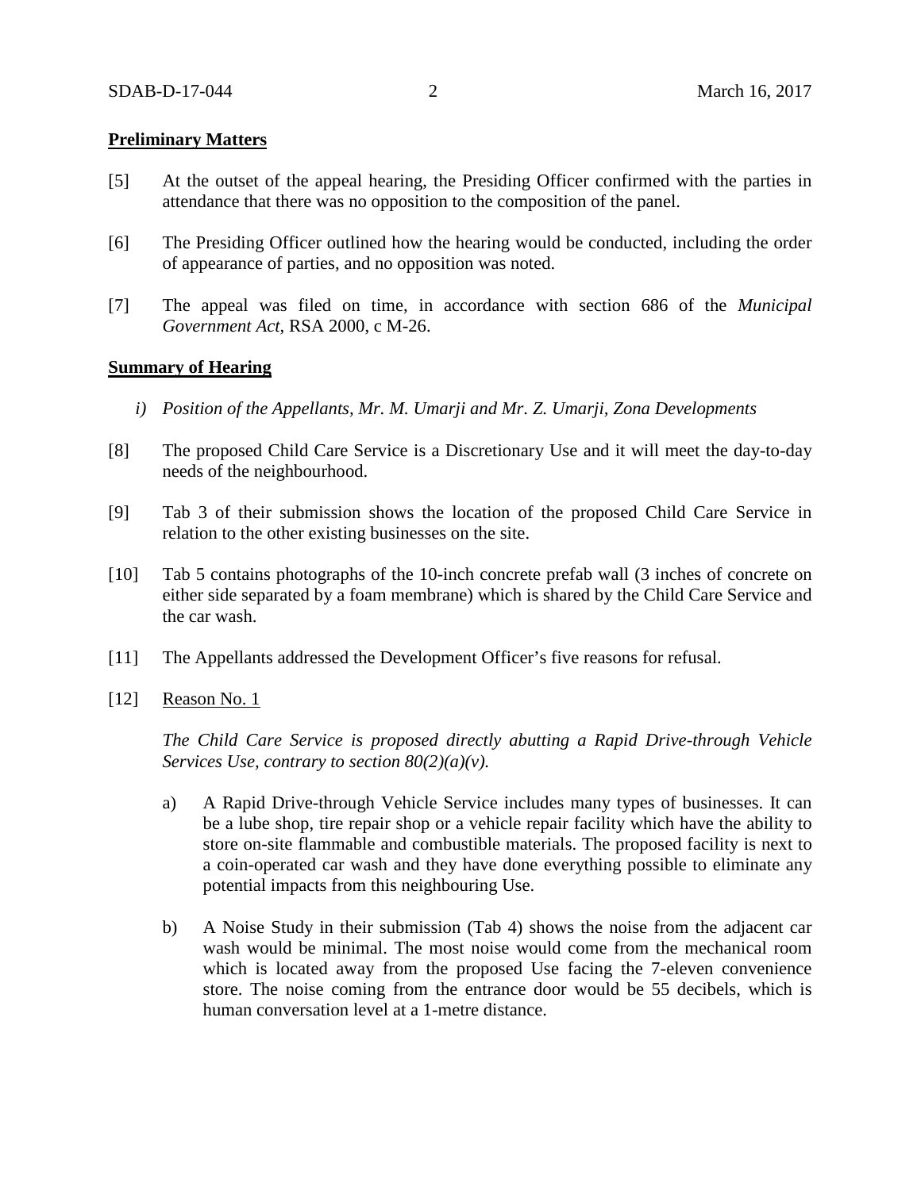**Preliminary Matters**

[5] At the outset of the appeal hearing, the Presiding Officer confirmed with the parties in attendance that there was no opposition to the composition of the panel.

[6] The Presiding Officer outlined how the hearing would be conducted, including the order of appearance of parties, and no opposition was noted.

[7] The appeal was filed on time, in accordance with section 686 of the *Municipal Government Act*, RSA 2000, c M-26.

**Summary of Hearing**

*i) Position of the Appellants, Mr. M. Umarji and Mr. Z. Umarji, Zona Developments*

[8] The proposed Child Care Service is a Discretionary Use and it will meet the day-to-day needs of the neighbourhood.

[9] Tab 3 of their submission shows the location of the proposed Child Care Service in relation to the other existing businesses on the site.

[10] Tab 5 contains photographs of the 10-inch concrete prefab wall (3 inches of concrete on either side separated by a foam membrane) which is shared by the Child Care Service and the car wash.

[11] The Appellants addressed the Development Officer's five reasons for refusal.

[12] Reason No. 1

*The Child Care Service is proposed directly abutting a Rapid Drive-through Vehicle Services Use, contrary to section 80(2)(a)(v).*

a) A Rapid Drive-through Vehicle Service includes many types of businesses. It can be a lube shop, tire repair shop or a vehicle repair facility which have the ability to store on-site flammable and combustible materials. The proposed facility is next to a coin-operated car wash and they have done everything possible to eliminate any potential impacts from this neighbouring Use.

b) A Noise Study in their submission (Tab 4) shows the noise from the adjacent car wash would be minimal. The most noise would come from the mechanical room which is located away from the proposed Use facing the 7-eleven convenience store. The noise coming from the entrance door would be 55 decibels, which is human conversation level at a 1-metre distance.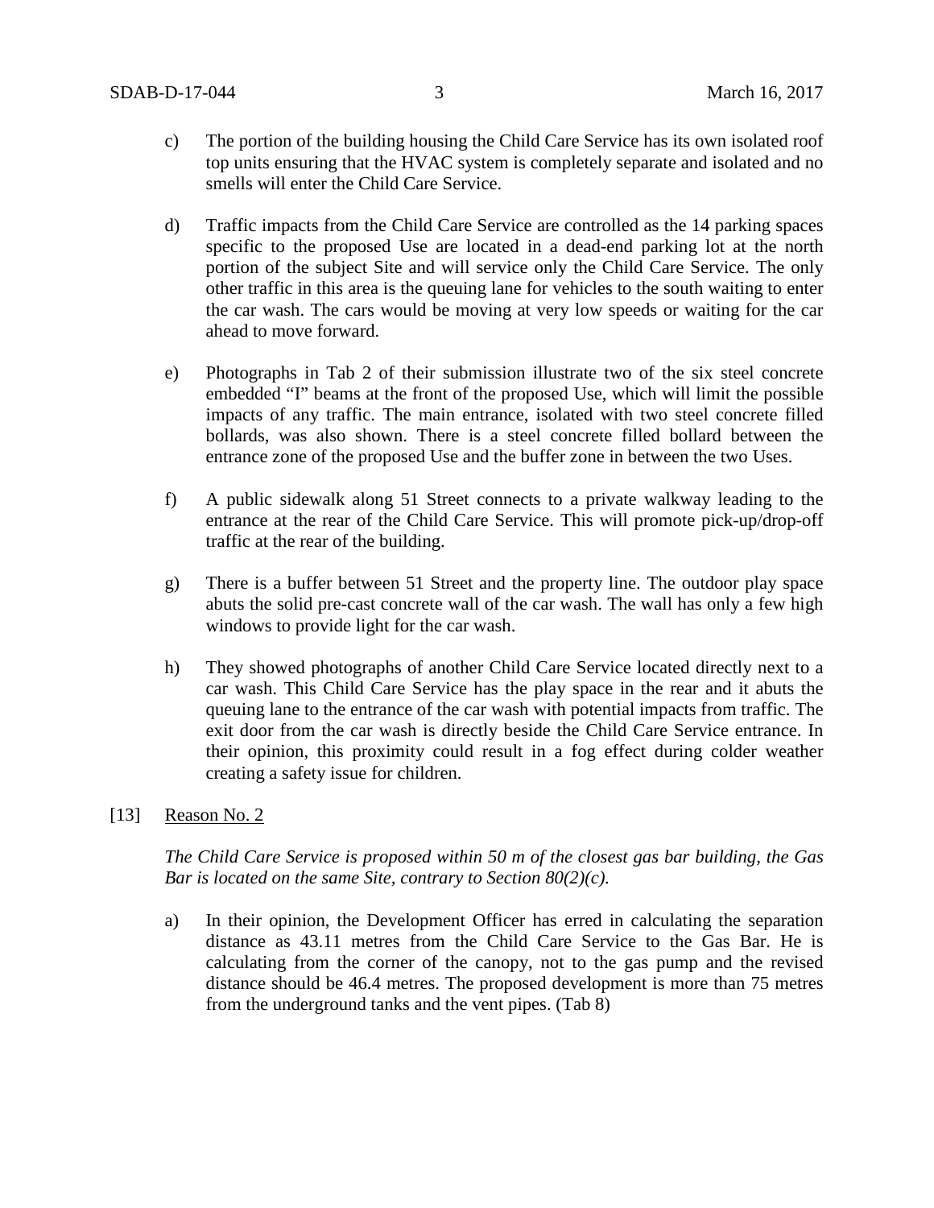c) The portion of the building housing the Child Care Service has its own isolated roof top units ensuring that the HVAC system is completely separate and isolated and no smells will enter the Child Care Service.

d) Traffic impacts from the Child Care Service are controlled as the 14 parking spaces specific to the proposed Use are located in a dead-end parking lot at the north portion of the subject Site and will service only the Child Care Service. The only other traffic in this area is the queuing lane for vehicles to the south waiting to enter the car wash. The cars would be moving at very low speeds or waiting for the car ahead to move forward.

e) Photographs in Tab 2 of their submission illustrate two of the six steel concrete embedded "I" beams at the front of the proposed Use, which will limit the possible impacts of any traffic. The main entrance, isolated with two steel concrete filled bollards, was also shown. There is a steel concrete filled bollard between the entrance zone of the proposed Use and the buffer zone in between the two Uses.

f) A public sidewalk along 51 Street connects to a private walkway leading to the entrance at the rear of the Child Care Service. This will promote pick-up/drop-off traffic at the rear of the building.

g) There is a buffer between 51 Street and the property line. The outdoor play space abuts the solid pre-cast concrete wall of the car wash. The wall has only a few high windows to provide light for the car wash.

h) They showed photographs of another Child Care Service located directly next to a car wash. This Child Care Service has the play space in the rear and it abuts the queuing lane to the entrance of the car wash with potential impacts from traffic. The exit door from the car wash is directly beside the Child Care Service entrance. In their opinion, this proximity could result in a fog effect during colder weather creating a safety issue for children.

[13] Reason No. 2

*The Child Care Service is proposed within 50 m of the closest gas bar building, the Gas Bar is located on the same Site, contrary to Section 80(2)(c).*

a) In their opinion, the Development Officer has erred in calculating the separation distance as 43.11 metres from the Child Care Service to the Gas Bar. He is calculating from the corner of the canopy, not to the gas pump and the revised distance should be 46.4 metres. The proposed development is more than 75 metres from the underground tanks and the vent pipes. (Tab 8)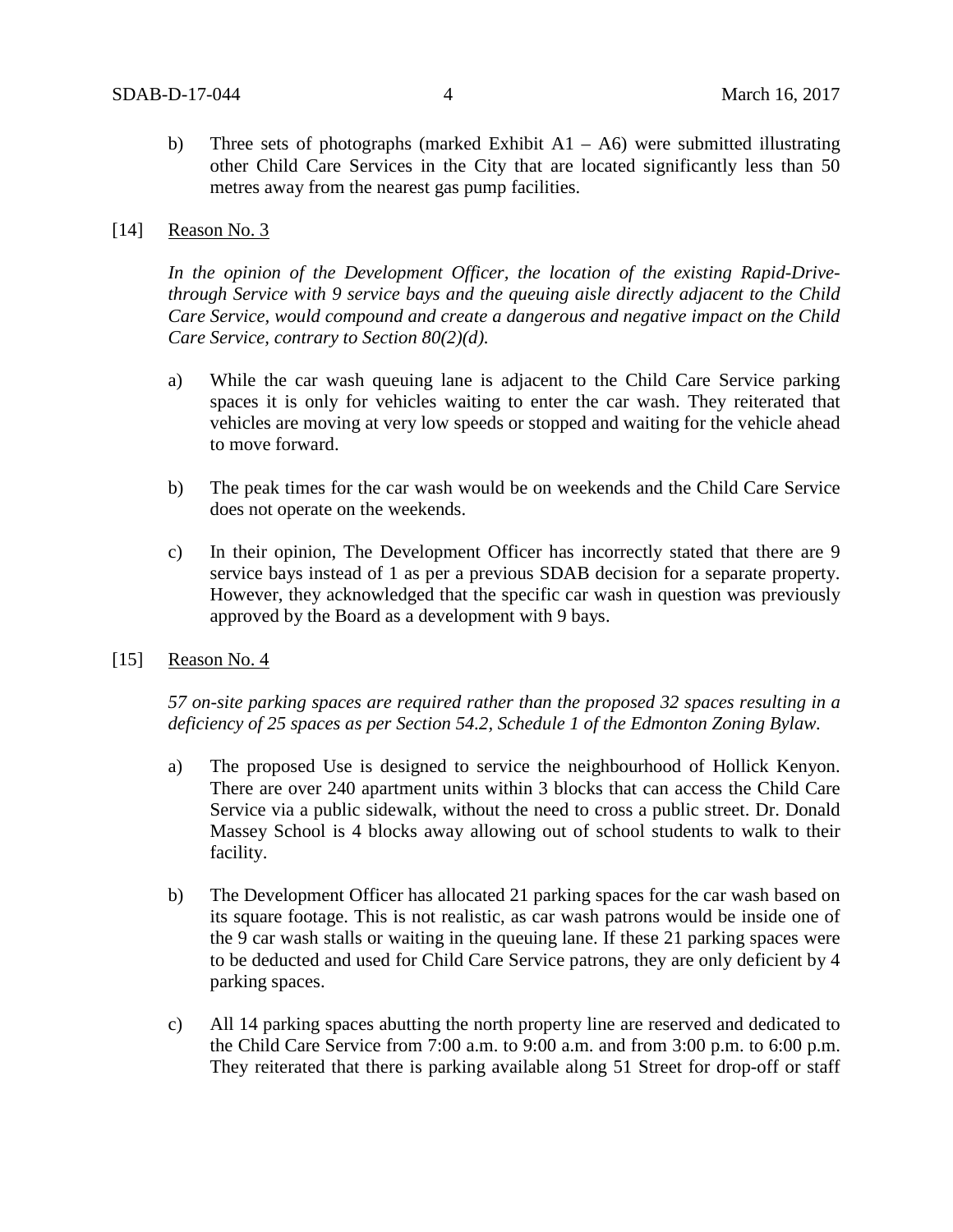b) Three sets of photographs (marked Exhibit A1 – A6) were submitted illustrating other Child Care Services in the City that are located significantly less than 50 metres away from the nearest gas pump facilities.

[14] Reason No. 3

*In the opinion of the Development Officer, the location of the existing Rapid-Drive-through Service with 9 service bays and the queuing aisle directly adjacent to the Child Care Service, would compound and create a dangerous and negative impact on the Child Care Service, contrary to Section 80(2)(d).*

a) While the car wash queuing lane is adjacent to the Child Care Service parking spaces it is only for vehicles waiting to enter the car wash. They reiterated that vehicles are moving at very low speeds or stopped and waiting for the vehicle ahead to move forward.

b) The peak times for the car wash would be on weekends and the Child Care Service does not operate on the weekends.

c) In their opinion, The Development Officer has incorrectly stated that there are 9 service bays instead of 1 as per a previous SDAB decision for a separate property. However, they acknowledged that the specific car wash in question was previously approved by the Board as a development with 9 bays.

[15] Reason No. 4

*57 on-site parking spaces are required rather than the proposed 32 spaces resulting in a deficiency of 25 spaces as per Section 54.2, Schedule 1 of the Edmonton Zoning Bylaw.*

a) The proposed Use is designed to service the neighbourhood of Hollick Kenyon. There are over 240 apartment units within 3 blocks that can access the Child Care Service via a public sidewalk, without the need to cross a public street. Dr. Donald Massey School is 4 blocks away allowing out of school students to walk to their facility.

b) The Development Officer has allocated 21 parking spaces for the car wash based on its square footage. This is not realistic, as car wash patrons would be inside one of the 9 car wash stalls or waiting in the queuing lane. If these 21 parking spaces were to be deducted and used for Child Care Service patrons, they are only deficient by 4 parking spaces.

c) All 14 parking spaces abutting the north property line are reserved and dedicated to the Child Care Service from 7:00 a.m. to 9:00 a.m. and from 3:00 p.m. to 6:00 p.m. They reiterated that there is parking available along 51 Street for drop-off or staff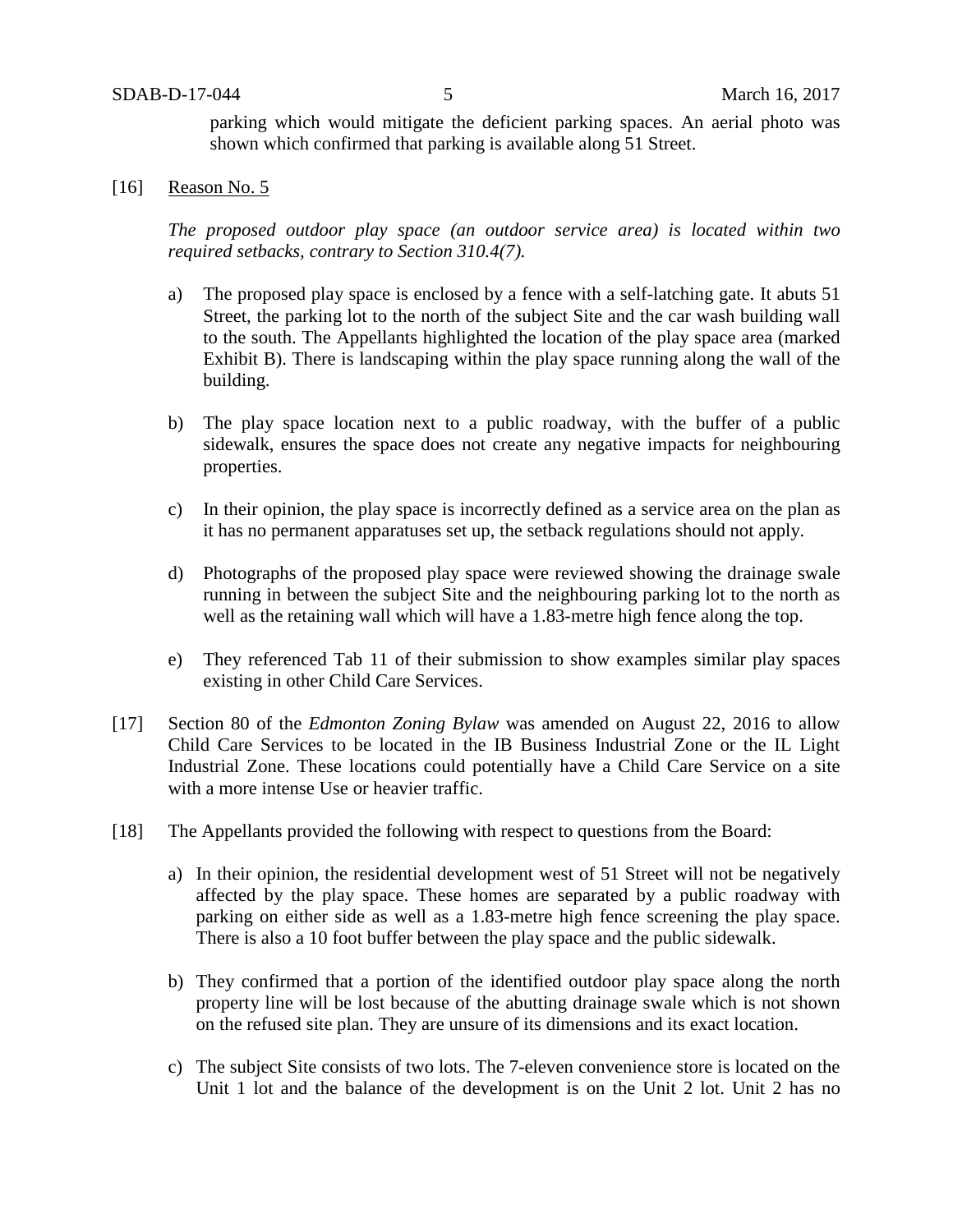parking which would mitigate the deficient parking spaces. An aerial photo was shown which confirmed that parking is available along 51 Street.

[16] Reason No. 5

*The proposed outdoor play space (an outdoor service area) is located within two required setbacks, contrary to Section 310.4(7).*

a) The proposed play space is enclosed by a fence with a self-latching gate. It abuts 51 Street, the parking lot to the north of the subject Site and the car wash building wall to the south. The Appellants highlighted the location of the play space area (marked Exhibit B). There is landscaping within the play space running along the wall of the building.

b) The play space location next to a public roadway, with the buffer of a public sidewalk, ensures the space does not create any negative impacts for neighbouring properties.

c) In their opinion, the play space is incorrectly defined as a service area on the plan as it has no permanent apparatuses set up, the setback regulations should not apply.

d) Photographs of the proposed play space were reviewed showing the drainage swale running in between the subject Site and the neighbouring parking lot to the north as well as the retaining wall which will have a 1.83-metre high fence along the top.

e) They referenced Tab 11 of their submission to show examples similar play spaces existing in other Child Care Services.

[17] Section 80 of the *Edmonton Zoning Bylaw* was amended on August 22, 2016 to allow Child Care Services to be located in the IB Business Industrial Zone or the IL Light Industrial Zone. These locations could potentially have a Child Care Service on a site with a more intense Use or heavier traffic.

[18] The Appellants provided the following with respect to questions from the Board:

a) In their opinion, the residential development west of 51 Street will not be negatively affected by the play space. These homes are separated by a public roadway with parking on either side as well as a 1.83-metre high fence screening the play space. There is also a 10 foot buffer between the play space and the public sidewalk.

b) They confirmed that a portion of the identified outdoor play space along the north property line will be lost because of the abutting drainage swale which is not shown on the refused site plan. They are unsure of its dimensions and its exact location.

c) The subject Site consists of two lots. The 7-eleven convenience store is located on the Unit 1 lot and the balance of the development is on the Unit 2 lot. Unit 2 has no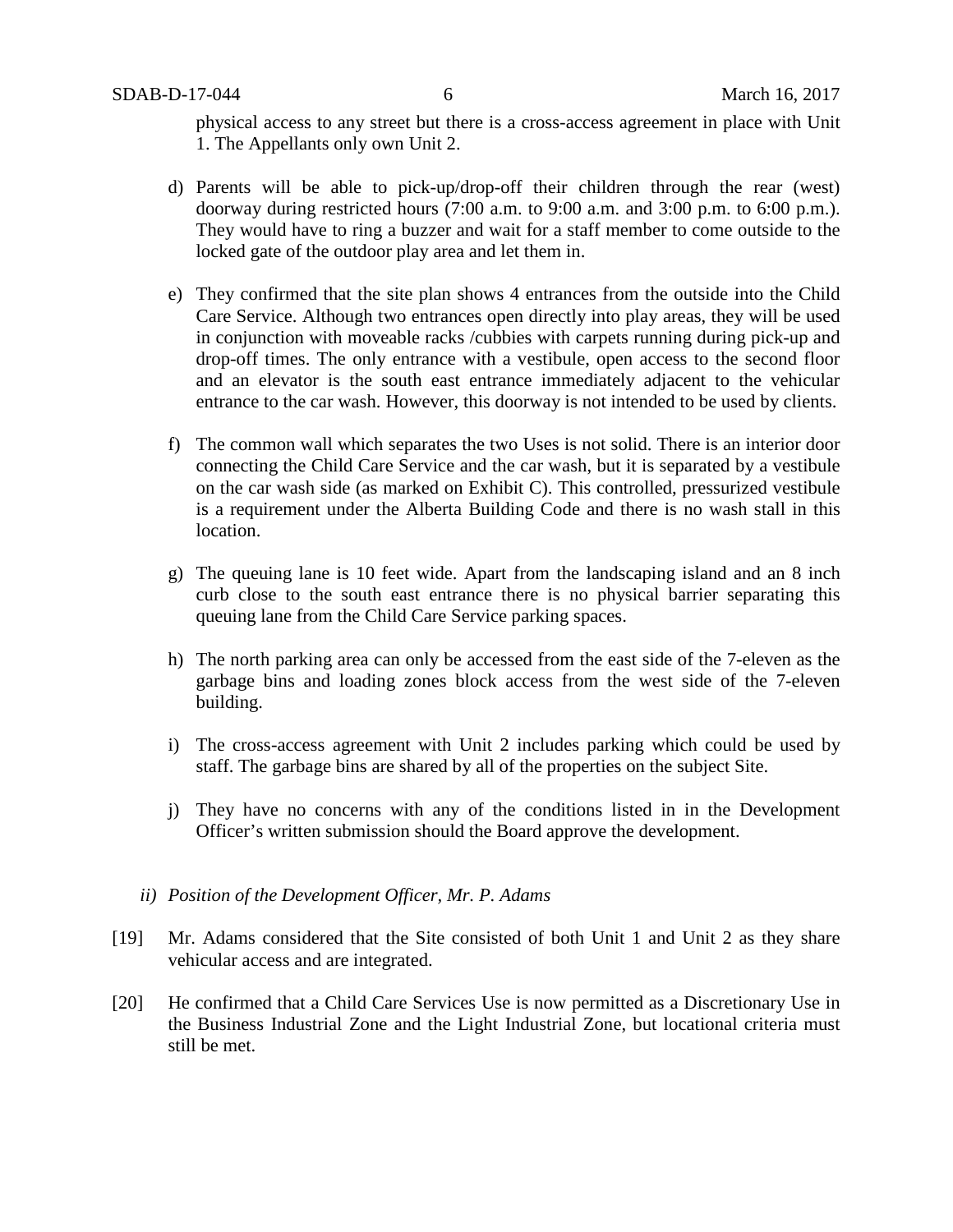physical access to any street but there is a cross-access agreement in place with Unit 1. The Appellants only own Unit 2.

d) Parents will be able to pick-up/drop-off their children through the rear (west) doorway during restricted hours (7:00 a.m. to 9:00 a.m. and 3:00 p.m. to 6:00 p.m.). They would have to ring a buzzer and wait for a staff member to come outside to the locked gate of the outdoor play area and let them in.

e) They confirmed that the site plan shows 4 entrances from the outside into the Child Care Service. Although two entrances open directly into play areas, they will be used in conjunction with moveable racks /cubbies with carpets running during pick-up and drop-off times. The only entrance with a vestibule, open access to the second floor and an elevator is the south east entrance immediately adjacent to the vehicular entrance to the car wash. However, this doorway is not intended to be used by clients.

f) The common wall which separates the two Uses is not solid. There is an interior door connecting the Child Care Service and the car wash, but it is separated by a vestibule on the car wash side (as marked on Exhibit C). This controlled, pressurized vestibule is a requirement under the Alberta Building Code and there is no wash stall in this location.

g) The queuing lane is 10 feet wide. Apart from the landscaping island and an 8 inch curb close to the south east entrance there is no physical barrier separating this queuing lane from the Child Care Service parking spaces.

h) The north parking area can only be accessed from the east side of the 7-eleven as the garbage bins and loading zones block access from the west side of the 7-eleven building.

i) The cross-access agreement with Unit 2 includes parking which could be used by staff. The garbage bins are shared by all of the properties on the subject Site.

j) They have no concerns with any of the conditions listed in in the Development Officer's written submission should the Board approve the development.

*ii) Position of the Development Officer, Mr. P. Adams*

[19] Mr. Adams considered that the Site consisted of both Unit 1 and Unit 2 as they share vehicular access and are integrated.

[20] He confirmed that a Child Care Services Use is now permitted as a Discretionary Use in the Business Industrial Zone and the Light Industrial Zone, but locational criteria must still be met.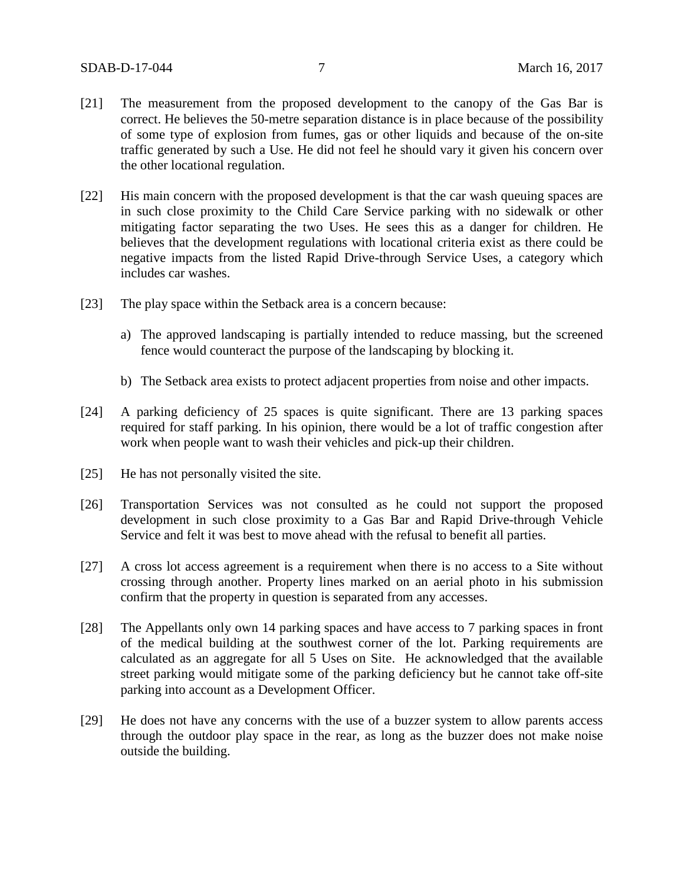[21] The measurement from the proposed development to the canopy of the Gas Bar is correct. He believes the 50-metre separation distance is in place because of the possibility of some type of explosion from fumes, gas or other liquids and because of the on-site traffic generated by such a Use. He did not feel he should vary it given his concern over the other locational regulation.

[22] His main concern with the proposed development is that the car wash queuing spaces are in such close proximity to the Child Care Service parking with no sidewalk or other mitigating factor separating the two Uses. He sees this as a danger for children. He believes that the development regulations with locational criteria exist as there could be negative impacts from the listed Rapid Drive-through Service Uses, a category which includes car washes.

[23] The play space within the Setback area is a concern because:

a) The approved landscaping is partially intended to reduce massing, but the screened fence would counteract the purpose of the landscaping by blocking it.

b) The Setback area exists to protect adjacent properties from noise and other impacts.

[24] A parking deficiency of 25 spaces is quite significant. There are 13 parking spaces required for staff parking. In his opinion, there would be a lot of traffic congestion after work when people want to wash their vehicles and pick-up their children.

[25] He has not personally visited the site.

[26] Transportation Services was not consulted as he could not support the proposed development in such close proximity to a Gas Bar and Rapid Drive-through Vehicle Service and felt it was best to move ahead with the refusal to benefit all parties.

[27] A cross lot access agreement is a requirement when there is no access to a Site without crossing through another. Property lines marked on an aerial photo in his submission confirm that the property in question is separated from any accesses.

[28] The Appellants only own 14 parking spaces and have access to 7 parking spaces in front of the medical building at the southwest corner of the lot. Parking requirements are calculated as an aggregate for all 5 Uses on Site. He acknowledged that the available street parking would mitigate some of the parking deficiency but he cannot take off-site parking into account as a Development Officer.

[29] He does not have any concerns with the use of a buzzer system to allow parents access through the outdoor play space in the rear, as long as the buzzer does not make noise outside the building.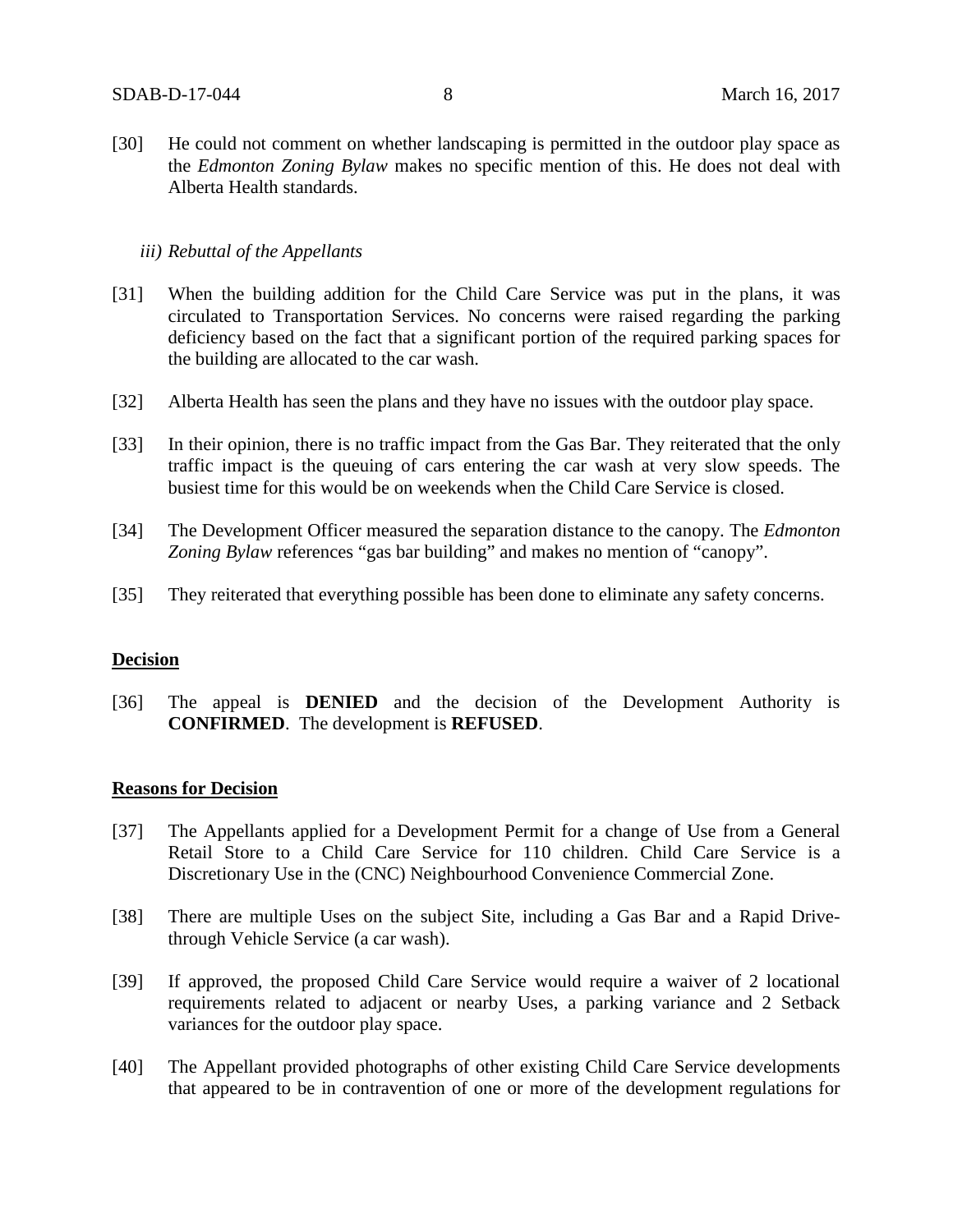[30] He could not comment on whether landscaping is permitted in the outdoor play space as the *Edmonton Zoning Bylaw* makes no specific mention of this. He does not deal with Alberta Health standards.

*iii) Rebuttal of the Appellants*

[31] When the building addition for the Child Care Service was put in the plans, it was circulated to Transportation Services. No concerns were raised regarding the parking deficiency based on the fact that a significant portion of the required parking spaces for the building are allocated to the car wash.

[32] Alberta Health has seen the plans and they have no issues with the outdoor play space.

[33] In their opinion, there is no traffic impact from the Gas Bar. They reiterated that the only traffic impact is the queuing of cars entering the car wash at very slow speeds. The busiest time for this would be on weekends when the Child Care Service is closed.

[34] The Development Officer measured the separation distance to the canopy. The *Edmonton Zoning Bylaw* references "gas bar building" and makes no mention of "canopy".

[35] They reiterated that everything possible has been done to eliminate any safety concerns.

**Decision**

[36] The appeal is **DENIED** and the decision of the Development Authority is **CONFIRMED**. The development is **REFUSED**.

**Reasons for Decision**

[37] The Appellants applied for a Development Permit for a change of Use from a General Retail Store to a Child Care Service for 110 children. Child Care Service is a Discretionary Use in the (CNC) Neighbourhood Convenience Commercial Zone.

[38] There are multiple Uses on the subject Site, including a Gas Bar and a Rapid Drive-through Vehicle Service (a car wash).

[39] If approved, the proposed Child Care Service would require a waiver of 2 locational requirements related to adjacent or nearby Uses, a parking variance and 2 Setback variances for the outdoor play space.

[40] The Appellant provided photographs of other existing Child Care Service developments that appeared to be in contravention of one or more of the development regulations for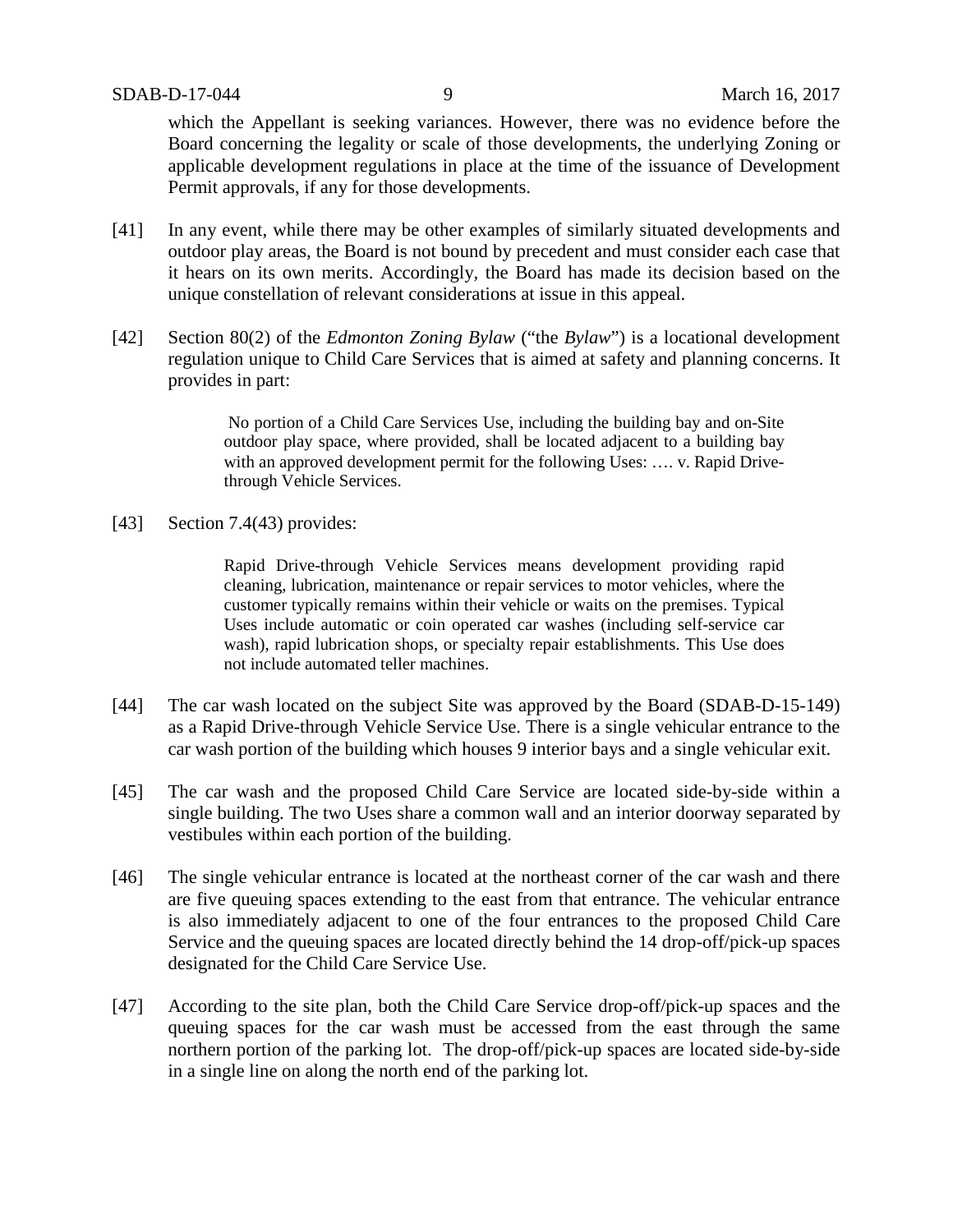which the Appellant is seeking variances. However, there was no evidence before the Board concerning the legality or scale of those developments, the underlying Zoning or applicable development regulations in place at the time of the issuance of Development Permit approvals, if any for those developments.

[41] In any event, while there may be other examples of similarly situated developments and outdoor play areas, the Board is not bound by precedent and must consider each case that it hears on its own merits. Accordingly, the Board has made its decision based on the unique constellation of relevant considerations at issue in this appeal.

[42] Section 80(2) of the *Edmonton Zoning Bylaw* ("the *Bylaw*") is a locational development regulation unique to Child Care Services that is aimed at safety and planning concerns. It provides in part:

> No portion of a Child Care Services Use, including the building bay and on-Site outdoor play space, where provided, shall be located adjacent to a building bay with an approved development permit for the following Uses: …. v. Rapid Drive-through Vehicle Services.

[43] Section 7.4(43) provides:

> Rapid Drive-through Vehicle Services means development providing rapid cleaning, lubrication, maintenance or repair services to motor vehicles, where the customer typically remains within their vehicle or waits on the premises. Typical Uses include automatic or coin operated car washes (including self-service car wash), rapid lubrication shops, or specialty repair establishments. This Use does not include automated teller machines.

[44] The car wash located on the subject Site was approved by the Board (SDAB-D-15-149) as a Rapid Drive-through Vehicle Service Use. There is a single vehicular entrance to the car wash portion of the building which houses 9 interior bays and a single vehicular exit.

[45] The car wash and the proposed Child Care Service are located side-by-side within a single building. The two Uses share a common wall and an interior doorway separated by vestibules within each portion of the building.

[46] The single vehicular entrance is located at the northeast corner of the car wash and there are five queuing spaces extending to the east from that entrance. The vehicular entrance is also immediately adjacent to one of the four entrances to the proposed Child Care Service and the queuing spaces are located directly behind the 14 drop-off/pick-up spaces designated for the Child Care Service Use.

[47] According to the site plan, both the Child Care Service drop-off/pick-up spaces and the queuing spaces for the car wash must be accessed from the east through the same northern portion of the parking lot. The drop-off/pick-up spaces are located side-by-side in a single line on along the north end of the parking lot.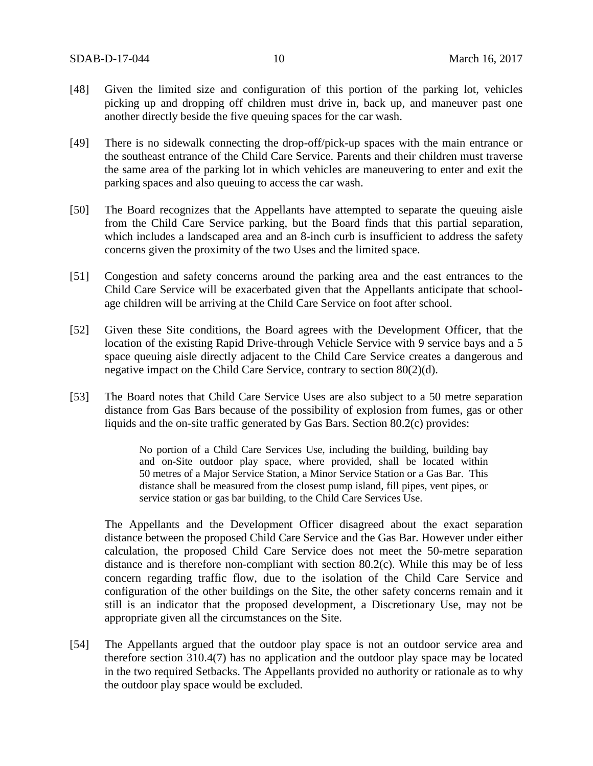[48] Given the limited size and configuration of this portion of the parking lot, vehicles picking up and dropping off children must drive in, back up, and maneuver past one another directly beside the five queuing spaces for the car wash.

[49] There is no sidewalk connecting the drop-off/pick-up spaces with the main entrance or the southeast entrance of the Child Care Service. Parents and their children must traverse the same area of the parking lot in which vehicles are maneuvering to enter and exit the parking spaces and also queuing to access the car wash.

[50] The Board recognizes that the Appellants have attempted to separate the queuing aisle from the Child Care Service parking, but the Board finds that this partial separation, which includes a landscaped area and an 8-inch curb is insufficient to address the safety concerns given the proximity of the two Uses and the limited space.

[51] Congestion and safety concerns around the parking area and the east entrances to the Child Care Service will be exacerbated given that the Appellants anticipate that school-age children will be arriving at the Child Care Service on foot after school.

[52] Given these Site conditions, the Board agrees with the Development Officer, that the location of the existing Rapid Drive-through Vehicle Service with 9 service bays and a 5 space queuing aisle directly adjacent to the Child Care Service creates a dangerous and negative impact on the Child Care Service, contrary to section 80(2)(d).

[53] The Board notes that Child Care Service Uses are also subject to a 50 metre separation distance from Gas Bars because of the possibility of explosion from fumes, gas or other liquids and the on-site traffic generated by Gas Bars. Section 80.2(c) provides:

> No portion of a Child Care Services Use, including the building, building bay and on-Site outdoor play space, where provided, shall be located within 50 metres of a Major Service Station, a Minor Service Station or a Gas Bar. This distance shall be measured from the closest pump island, fill pipes, vent pipes, or service station or gas bar building, to the Child Care Services Use.

The Appellants and the Development Officer disagreed about the exact separation distance between the proposed Child Care Service and the Gas Bar. However under either calculation, the proposed Child Care Service does not meet the 50-metre separation distance and is therefore non-compliant with section 80.2(c). While this may be of less concern regarding traffic flow, due to the isolation of the Child Care Service and configuration of the other buildings on the Site, the other safety concerns remain and it still is an indicator that the proposed development, a Discretionary Use, may not be appropriate given all the circumstances on the Site.

[54] The Appellants argued that the outdoor play space is not an outdoor service area and therefore section 310.4(7) has no application and the outdoor play space may be located in the two required Setbacks. The Appellants provided no authority or rationale as to why the outdoor play space would be excluded.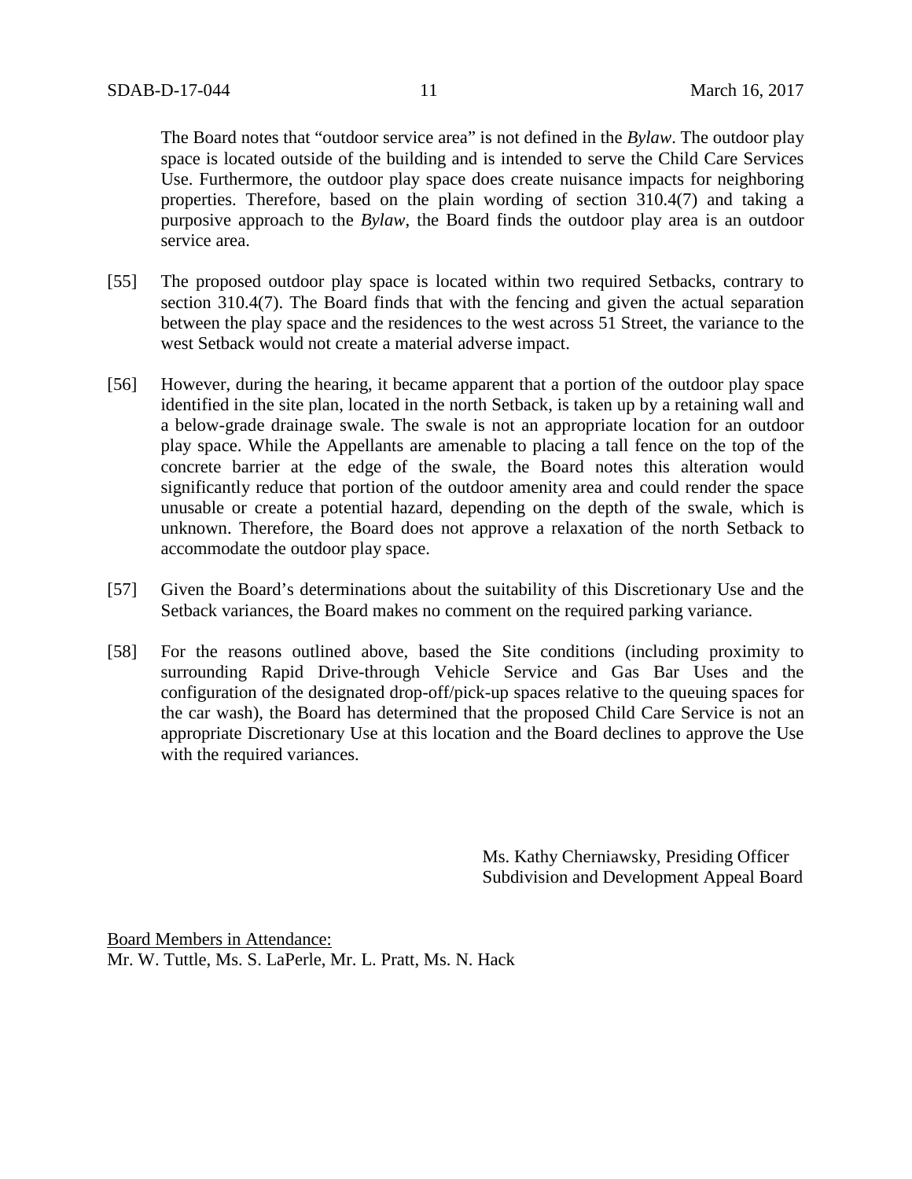The Board notes that "outdoor service area" is not defined in the *Bylaw*. The outdoor play space is located outside of the building and is intended to serve the Child Care Services Use. Furthermore, the outdoor play space does create nuisance impacts for neighboring properties. Therefore, based on the plain wording of section 310.4(7) and taking a purposive approach to the *Bylaw*, the Board finds the outdoor play area is an outdoor service area.

[55] The proposed outdoor play space is located within two required Setbacks, contrary to section 310.4(7). The Board finds that with the fencing and given the actual separation between the play space and the residences to the west across 51 Street, the variance to the west Setback would not create a material adverse impact.

[56] However, during the hearing, it became apparent that a portion of the outdoor play space identified in the site plan, located in the north Setback, is taken up by a retaining wall and a below-grade drainage swale. The swale is not an appropriate location for an outdoor play space. While the Appellants are amenable to placing a tall fence on the top of the concrete barrier at the edge of the swale, the Board notes this alteration would significantly reduce that portion of the outdoor amenity area and could render the space unusable or create a potential hazard, depending on the depth of the swale, which is unknown. Therefore, the Board does not approve a relaxation of the north Setback to accommodate the outdoor play space.

[57] Given the Board's determinations about the suitability of this Discretionary Use and the Setback variances, the Board makes no comment on the required parking variance.

[58] For the reasons outlined above, based the Site conditions (including proximity to surrounding Rapid Drive-through Vehicle Service and Gas Bar Uses and the configuration of the designated drop-off/pick-up spaces relative to the queuing spaces for the car wash), the Board has determined that the proposed Child Care Service is not an appropriate Discretionary Use at this location and the Board declines to approve the Use with the required variances.

Ms. Kathy Cherniawsky, Presiding Officer
Subdivision and Development Appeal Board

Board Members in Attendance:
Mr. W. Tuttle, Ms. S. LaPerle, Mr. L. Pratt, Ms. N. Hack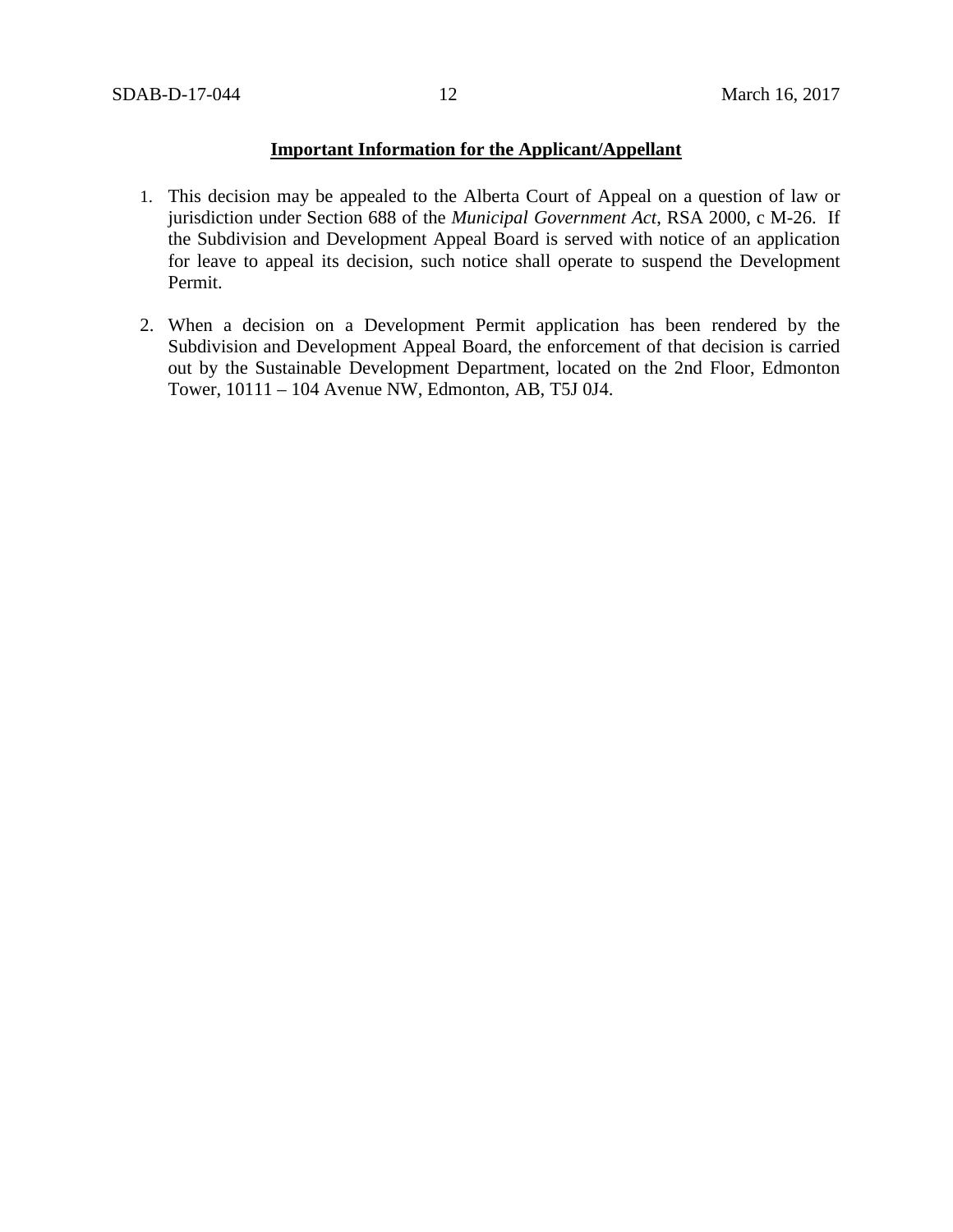**Important Information for the Applicant/Appellant**

1. This decision may be appealed to the Alberta Court of Appeal on a question of law or jurisdiction under Section 688 of the *Municipal Government Act*, RSA 2000, c M-26. If the Subdivision and Development Appeal Board is served with notice of an application for leave to appeal its decision, such notice shall operate to suspend the Development Permit.

2. When a decision on a Development Permit application has been rendered by the Subdivision and Development Appeal Board, the enforcement of that decision is carried out by the Sustainable Development Department, located on the 2nd Floor, Edmonton Tower, 10111 – 104 Avenue NW, Edmonton, AB, T5J 0J4.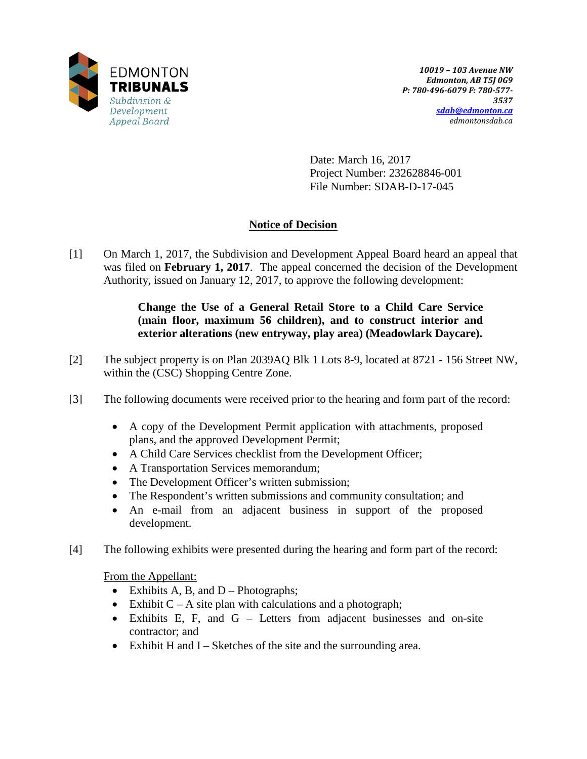EDMONTON
**TRIBUNALS**
*Subdivision & Development Appeal Board*

***10019 – 103 Avenue NW***
***Edmonton, AB T5J 0G9***
***P: 780-496-6079 F: 780-577-3537***
***sdab@edmonton.ca***
*edmontonsdab.ca*

Date: March 16, 2017
Project Number: 232628846-001
File Number: SDAB-D-17-045

## Notice of Decision

[1] On March 1, 2017, the Subdivision and Development Appeal Board heard an appeal that was filed on **February 1, 2017**. The appeal concerned the decision of the Development Authority, issued on January 12, 2017, to approve the following development:

> **Change the Use of a General Retail Store to a Child Care Service (main floor, maximum 56 children), and to construct interior and exterior alterations (new entryway, play area) (Meadowlark Daycare).**

[2] The subject property is on Plan 2039AQ Blk 1 Lots 8-9, located at 8721 - 156 Street NW, within the (CSC) Shopping Centre Zone.

[3] The following documents were received prior to the hearing and form part of the record:

- A copy of the Development Permit application with attachments, proposed plans, and the approved Development Permit;
- A Child Care Services checklist from the Development Officer;
- A Transportation Services memorandum;
- The Development Officer's written submission;
- The Respondent's written submissions and community consultation; and
- An e-mail from an adjacent business in support of the proposed development.

[4] The following exhibits were presented during the hearing and form part of the record:

From the Appellant:

- Exhibits A, B, and D – Photographs;
- Exhibit C – A site plan with calculations and a photograph;
- Exhibits E, F, and G – Letters from adjacent businesses and on-site contractor; and
- Exhibit H and I – Sketches of the site and the surrounding area.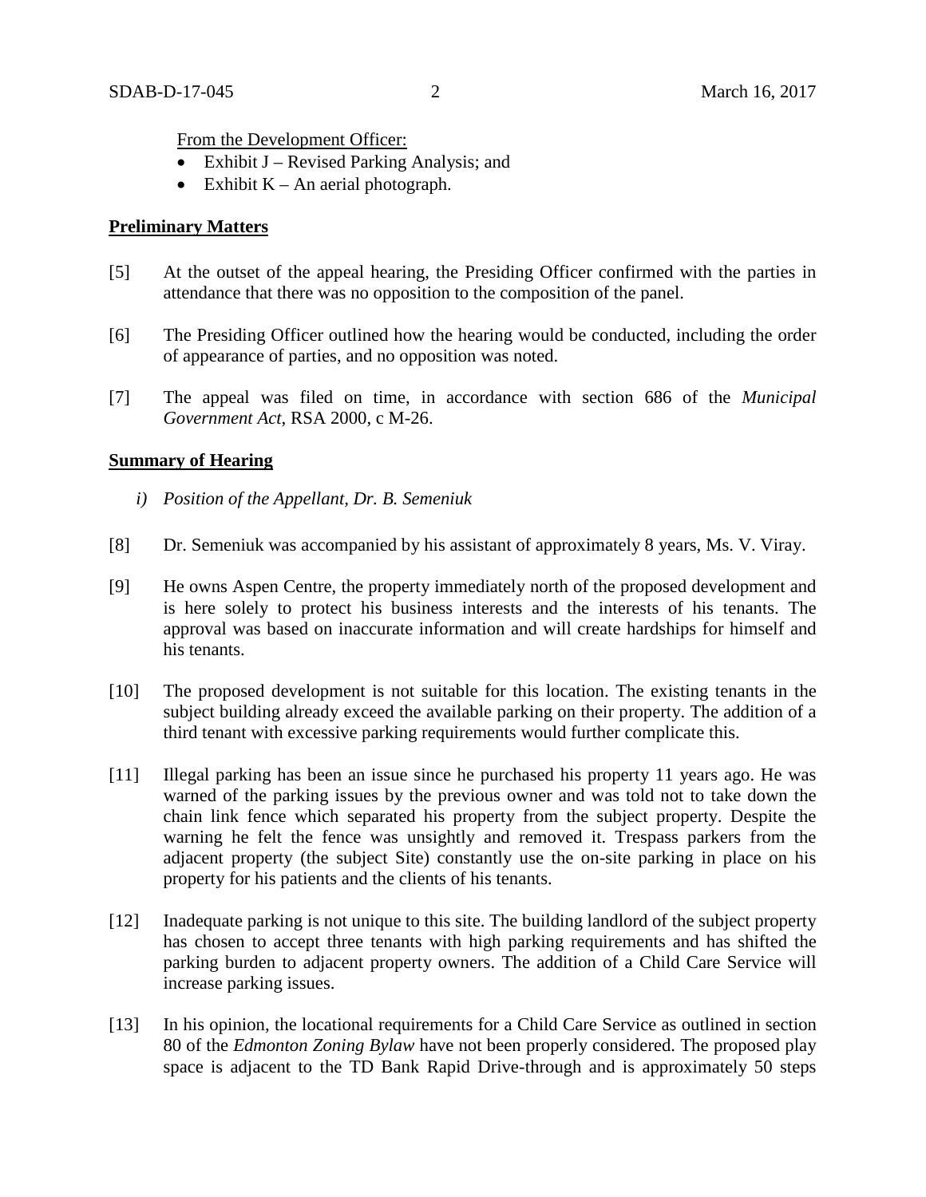From the Development Officer:

- Exhibit J – Revised Parking Analysis; and
- Exhibit K – An aerial photograph.

**Preliminary Matters**

[5] At the outset of the appeal hearing, the Presiding Officer confirmed with the parties in attendance that there was no opposition to the composition of the panel.

[6] The Presiding Officer outlined how the hearing would be conducted, including the order of appearance of parties, and no opposition was noted.

[7] The appeal was filed on time, in accordance with section 686 of the *Municipal Government Act*, RSA 2000, c M-26.

**Summary of Hearing**

*i) Position of the Appellant, Dr. B. Semeniuk*

[8] Dr. Semeniuk was accompanied by his assistant of approximately 8 years, Ms. V. Viray.

[9] He owns Aspen Centre, the property immediately north of the proposed development and is here solely to protect his business interests and the interests of his tenants. The approval was based on inaccurate information and will create hardships for himself and his tenants.

[10] The proposed development is not suitable for this location. The existing tenants in the subject building already exceed the available parking on their property. The addition of a third tenant with excessive parking requirements would further complicate this.

[11] Illegal parking has been an issue since he purchased his property 11 years ago. He was warned of the parking issues by the previous owner and was told not to take down the chain link fence which separated his property from the subject property. Despite the warning he felt the fence was unsightly and removed it. Trespass parkers from the adjacent property (the subject Site) constantly use the on-site parking in place on his property for his patients and the clients of his tenants.

[12] Inadequate parking is not unique to this site. The building landlord of the subject property has chosen to accept three tenants with high parking requirements and has shifted the parking burden to adjacent property owners. The addition of a Child Care Service will increase parking issues.

[13] In his opinion, the locational requirements for a Child Care Service as outlined in section 80 of the *Edmonton Zoning Bylaw* have not been properly considered. The proposed play space is adjacent to the TD Bank Rapid Drive-through and is approximately 50 steps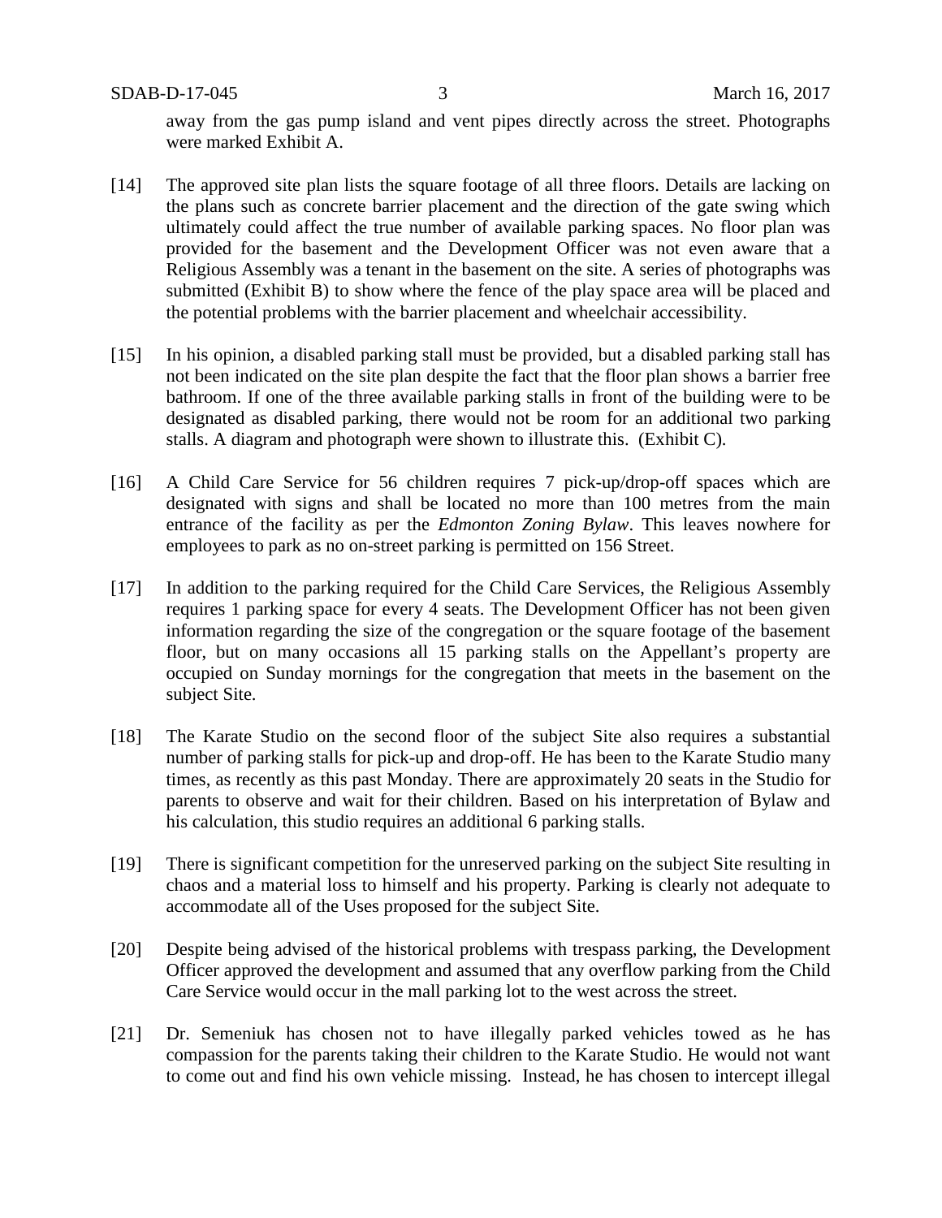away from the gas pump island and vent pipes directly across the street. Photographs were marked Exhibit A.

[14] The approved site plan lists the square footage of all three floors. Details are lacking on the plans such as concrete barrier placement and the direction of the gate swing which ultimately could affect the true number of available parking spaces. No floor plan was provided for the basement and the Development Officer was not even aware that a Religious Assembly was a tenant in the basement on the site. A series of photographs was submitted (Exhibit B) to show where the fence of the play space area will be placed and the potential problems with the barrier placement and wheelchair accessibility.

[15] In his opinion, a disabled parking stall must be provided, but a disabled parking stall has not been indicated on the site plan despite the fact that the floor plan shows a barrier free bathroom. If one of the three available parking stalls in front of the building were to be designated as disabled parking, there would not be room for an additional two parking stalls. A diagram and photograph were shown to illustrate this. (Exhibit C).

[16] A Child Care Service for 56 children requires 7 pick-up/drop-off spaces which are designated with signs and shall be located no more than 100 metres from the main entrance of the facility as per the *Edmonton Zoning Bylaw*. This leaves nowhere for employees to park as no on-street parking is permitted on 156 Street.

[17] In addition to the parking required for the Child Care Services, the Religious Assembly requires 1 parking space for every 4 seats. The Development Officer has not been given information regarding the size of the congregation or the square footage of the basement floor, but on many occasions all 15 parking stalls on the Appellant's property are occupied on Sunday mornings for the congregation that meets in the basement on the subject Site.

[18] The Karate Studio on the second floor of the subject Site also requires a substantial number of parking stalls for pick-up and drop-off. He has been to the Karate Studio many times, as recently as this past Monday. There are approximately 20 seats in the Studio for parents to observe and wait for their children. Based on his interpretation of Bylaw and his calculation, this studio requires an additional 6 parking stalls.

[19] There is significant competition for the unreserved parking on the subject Site resulting in chaos and a material loss to himself and his property. Parking is clearly not adequate to accommodate all of the Uses proposed for the subject Site.

[20] Despite being advised of the historical problems with trespass parking, the Development Officer approved the development and assumed that any overflow parking from the Child Care Service would occur in the mall parking lot to the west across the street.

[21] Dr. Semeniuk has chosen not to have illegally parked vehicles towed as he has compassion for the parents taking their children to the Karate Studio. He would not want to come out and find his own vehicle missing. Instead, he has chosen to intercept illegal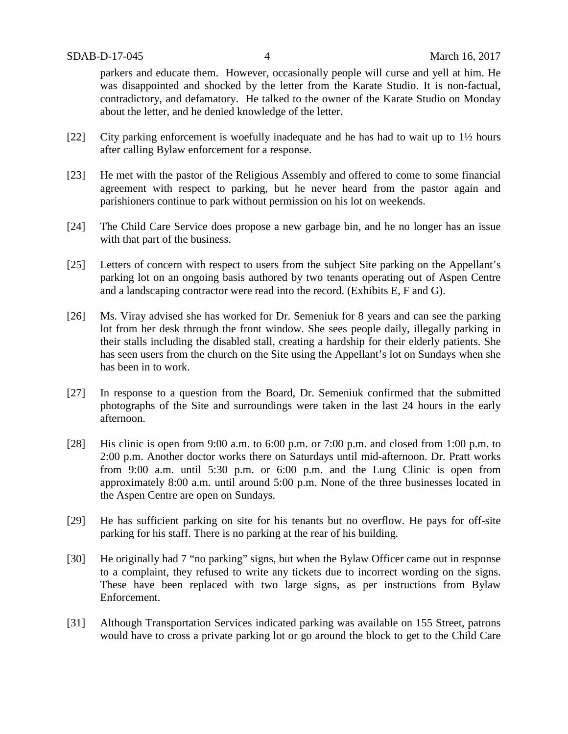parkers and educate them. However, occasionally people will curse and yell at him. He was disappointed and shocked by the letter from the Karate Studio. It is non-factual, contradictory, and defamatory. He talked to the owner of the Karate Studio on Monday about the letter, and he denied knowledge of the letter.

[22] City parking enforcement is woefully inadequate and he has had to wait up to 1½ hours after calling Bylaw enforcement for a response.

[23] He met with the pastor of the Religious Assembly and offered to come to some financial agreement with respect to parking, but he never heard from the pastor again and parishioners continue to park without permission on his lot on weekends.

[24] The Child Care Service does propose a new garbage bin, and he no longer has an issue with that part of the business.

[25] Letters of concern with respect to users from the subject Site parking on the Appellant's parking lot on an ongoing basis authored by two tenants operating out of Aspen Centre and a landscaping contractor were read into the record. (Exhibits E, F and G).

[26] Ms. Viray advised she has worked for Dr. Semeniuk for 8 years and can see the parking lot from her desk through the front window. She sees people daily, illegally parking in their stalls including the disabled stall, creating a hardship for their elderly patients. She has seen users from the church on the Site using the Appellant's lot on Sundays when she has been in to work.

[27] In response to a question from the Board, Dr. Semeniuk confirmed that the submitted photographs of the Site and surroundings were taken in the last 24 hours in the early afternoon.

[28] His clinic is open from 9:00 a.m. to 6:00 p.m. or 7:00 p.m. and closed from 1:00 p.m. to 2:00 p.m. Another doctor works there on Saturdays until mid-afternoon. Dr. Pratt works from 9:00 a.m. until 5:30 p.m. or 6:00 p.m. and the Lung Clinic is open from approximately 8:00 a.m. until around 5:00 p.m. None of the three businesses located in the Aspen Centre are open on Sundays.

[29] He has sufficient parking on site for his tenants but no overflow. He pays for off-site parking for his staff. There is no parking at the rear of his building.

[30] He originally had 7 "no parking" signs, but when the Bylaw Officer came out in response to a complaint, they refused to write any tickets due to incorrect wording on the signs. These have been replaced with two large signs, as per instructions from Bylaw Enforcement.

[31] Although Transportation Services indicated parking was available on 155 Street, patrons would have to cross a private parking lot or go around the block to get to the Child Care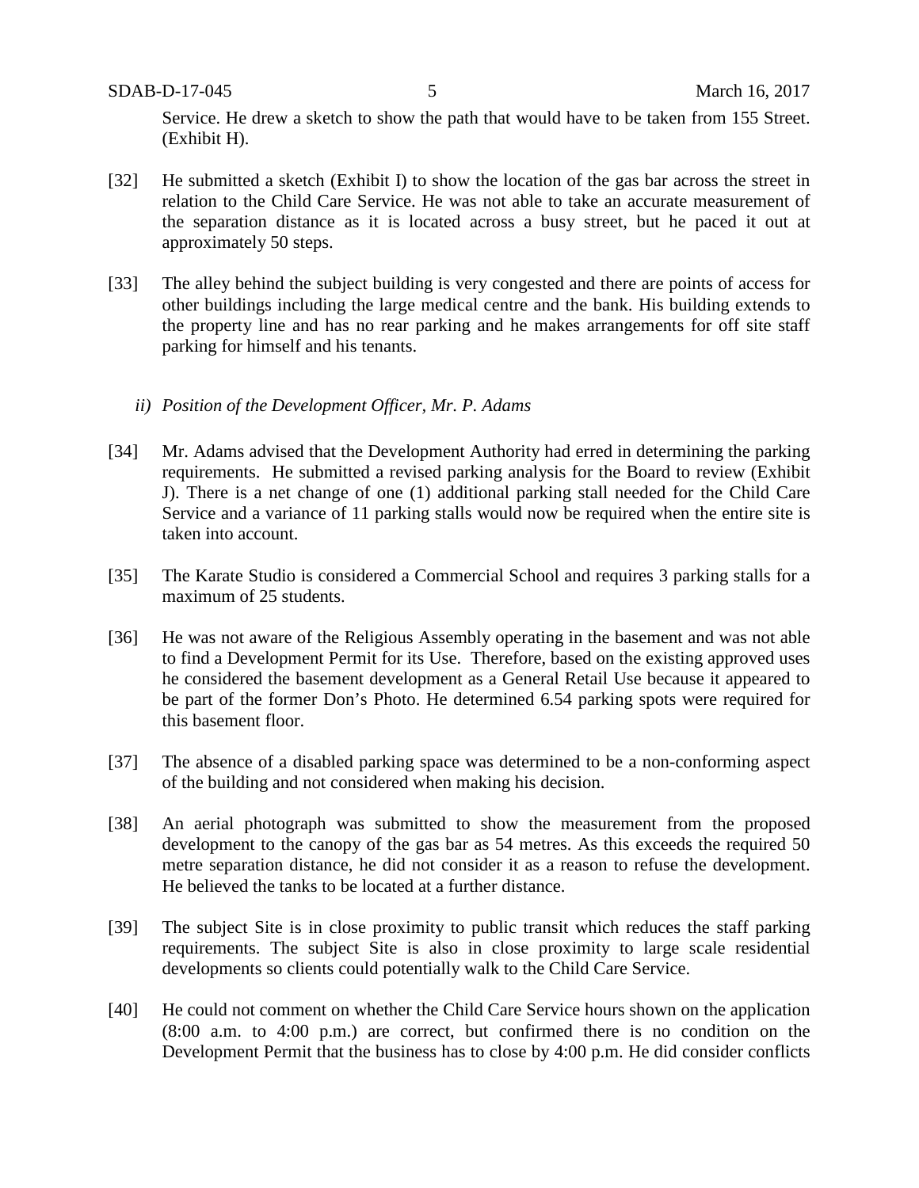Service. He drew a sketch to show the path that would have to be taken from 155 Street. (Exhibit H).

[32] He submitted a sketch (Exhibit I) to show the location of the gas bar across the street in relation to the Child Care Service. He was not able to take an accurate measurement of the separation distance as it is located across a busy street, but he paced it out at approximately 50 steps.

[33] The alley behind the subject building is very congested and there are points of access for other buildings including the large medical centre and the bank. His building extends to the property line and has no rear parking and he makes arrangements for off site staff parking for himself and his tenants.

*ii) Position of the Development Officer, Mr. P. Adams*

[34] Mr. Adams advised that the Development Authority had erred in determining the parking requirements. He submitted a revised parking analysis for the Board to review (Exhibit J). There is a net change of one (1) additional parking stall needed for the Child Care Service and a variance of 11 parking stalls would now be required when the entire site is taken into account.

[35] The Karate Studio is considered a Commercial School and requires 3 parking stalls for a maximum of 25 students.

[36] He was not aware of the Religious Assembly operating in the basement and was not able to find a Development Permit for its Use. Therefore, based on the existing approved uses he considered the basement development as a General Retail Use because it appeared to be part of the former Don's Photo. He determined 6.54 parking spots were required for this basement floor.

[37] The absence of a disabled parking space was determined to be a non-conforming aspect of the building and not considered when making his decision.

[38] An aerial photograph was submitted to show the measurement from the proposed development to the canopy of the gas bar as 54 metres. As this exceeds the required 50 metre separation distance, he did not consider it as a reason to refuse the development. He believed the tanks to be located at a further distance.

[39] The subject Site is in close proximity to public transit which reduces the staff parking requirements. The subject Site is also in close proximity to large scale residential developments so clients could potentially walk to the Child Care Service.

[40] He could not comment on whether the Child Care Service hours shown on the application (8:00 a.m. to 4:00 p.m.) are correct, but confirmed there is no condition on the Development Permit that the business has to close by 4:00 p.m. He did consider conflicts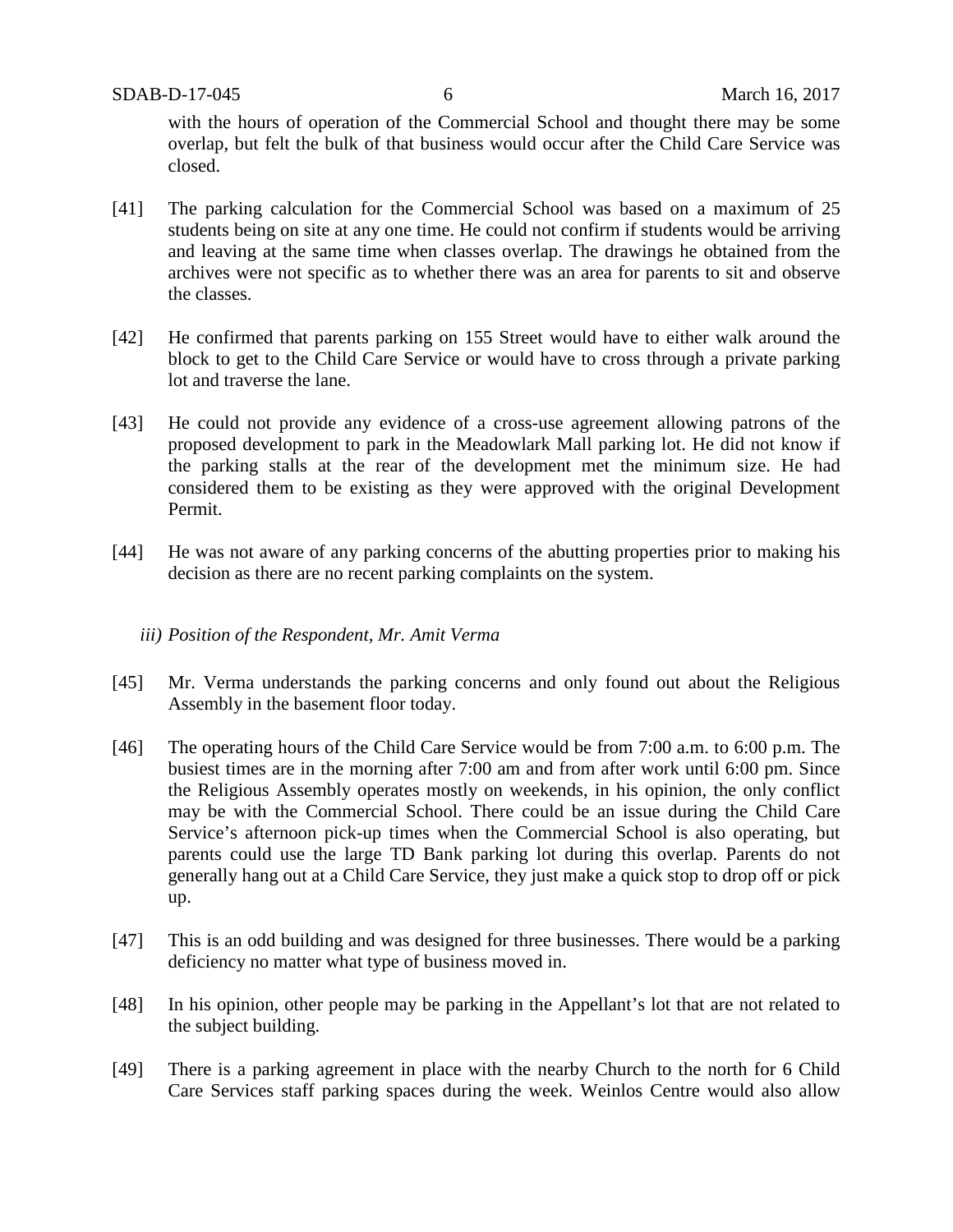with the hours of operation of the Commercial School and thought there may be some overlap, but felt the bulk of that business would occur after the Child Care Service was closed.

[41] The parking calculation for the Commercial School was based on a maximum of 25 students being on site at any one time. He could not confirm if students would be arriving and leaving at the same time when classes overlap. The drawings he obtained from the archives were not specific as to whether there was an area for parents to sit and observe the classes.

[42] He confirmed that parents parking on 155 Street would have to either walk around the block to get to the Child Care Service or would have to cross through a private parking lot and traverse the lane.

[43] He could not provide any evidence of a cross-use agreement allowing patrons of the proposed development to park in the Meadowlark Mall parking lot. He did not know if the parking stalls at the rear of the development met the minimum size. He had considered them to be existing as they were approved with the original Development Permit.

[44] He was not aware of any parking concerns of the abutting properties prior to making his decision as there are no recent parking complaints on the system.

*iii) Position of the Respondent, Mr. Amit Verma*

[45] Mr. Verma understands the parking concerns and only found out about the Religious Assembly in the basement floor today.

[46] The operating hours of the Child Care Service would be from 7:00 a.m. to 6:00 p.m. The busiest times are in the morning after 7:00 am and from after work until 6:00 pm. Since the Religious Assembly operates mostly on weekends, in his opinion, the only conflict may be with the Commercial School. There could be an issue during the Child Care Service's afternoon pick-up times when the Commercial School is also operating, but parents could use the large TD Bank parking lot during this overlap. Parents do not generally hang out at a Child Care Service, they just make a quick stop to drop off or pick up.

[47] This is an odd building and was designed for three businesses. There would be a parking deficiency no matter what type of business moved in.

[48] In his opinion, other people may be parking in the Appellant's lot that are not related to the subject building.

[49] There is a parking agreement in place with the nearby Church to the north for 6 Child Care Services staff parking spaces during the week. Weinlos Centre would also allow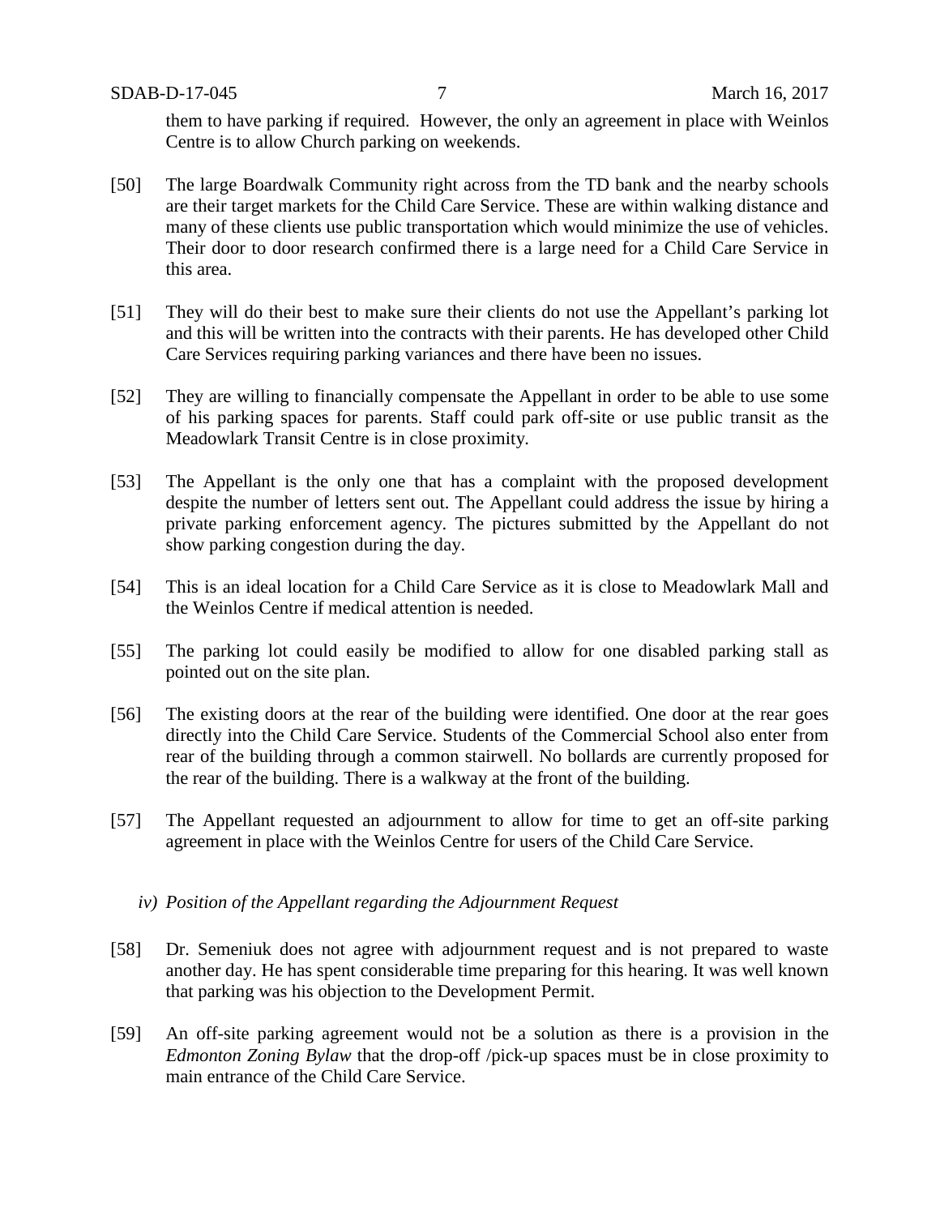them to have parking if required. However, the only an agreement in place with Weinlos Centre is to allow Church parking on weekends.

[50] The large Boardwalk Community right across from the TD bank and the nearby schools are their target markets for the Child Care Service. These are within walking distance and many of these clients use public transportation which would minimize the use of vehicles. Their door to door research confirmed there is a large need for a Child Care Service in this area.

[51] They will do their best to make sure their clients do not use the Appellant's parking lot and this will be written into the contracts with their parents. He has developed other Child Care Services requiring parking variances and there have been no issues.

[52] They are willing to financially compensate the Appellant in order to be able to use some of his parking spaces for parents. Staff could park off-site or use public transit as the Meadowlark Transit Centre is in close proximity.

[53] The Appellant is the only one that has a complaint with the proposed development despite the number of letters sent out. The Appellant could address the issue by hiring a private parking enforcement agency. The pictures submitted by the Appellant do not show parking congestion during the day.

[54] This is an ideal location for a Child Care Service as it is close to Meadowlark Mall and the Weinlos Centre if medical attention is needed.

[55] The parking lot could easily be modified to allow for one disabled parking stall as pointed out on the site plan.

[56] The existing doors at the rear of the building were identified. One door at the rear goes directly into the Child Care Service. Students of the Commercial School also enter from rear of the building through a common stairwell. No bollards are currently proposed for the rear of the building. There is a walkway at the front of the building.

[57] The Appellant requested an adjournment to allow for time to get an off-site parking agreement in place with the Weinlos Centre for users of the Child Care Service.

*iv) Position of the Appellant regarding the Adjournment Request*

[58] Dr. Semeniuk does not agree with adjournment request and is not prepared to waste another day. He has spent considerable time preparing for this hearing. It was well known that parking was his objection to the Development Permit.

[59] An off-site parking agreement would not be a solution as there is a provision in the *Edmonton Zoning Bylaw* that the drop-off /pick-up spaces must be in close proximity to main entrance of the Child Care Service.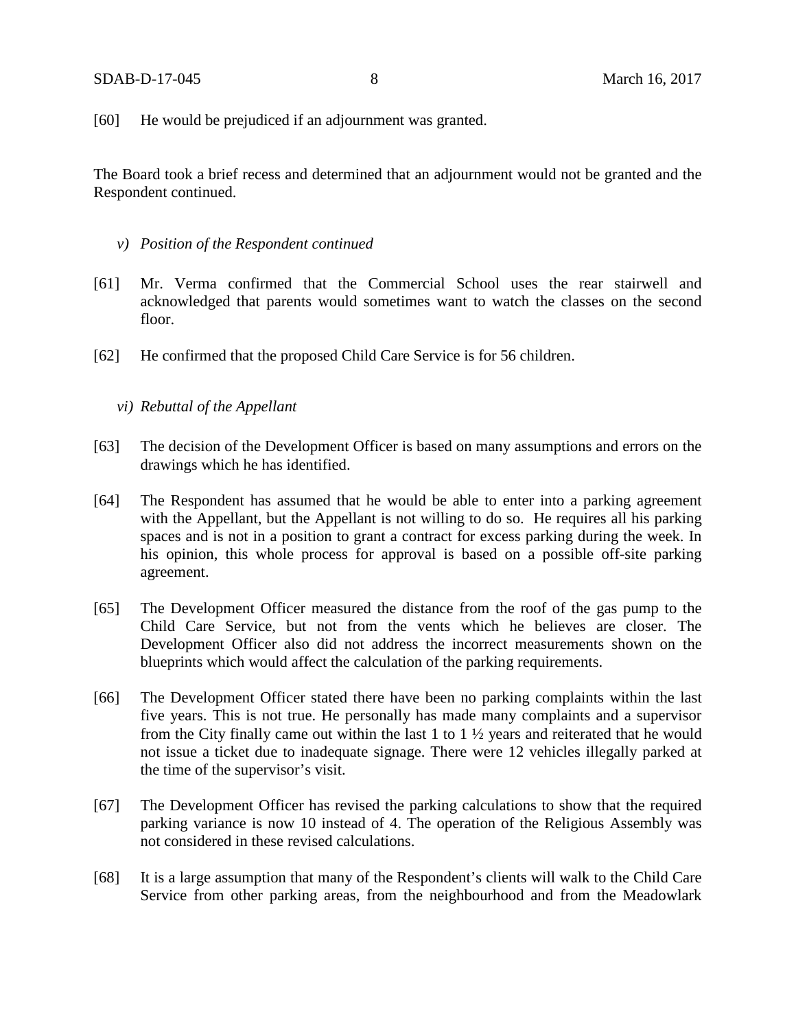[60] He would be prejudiced if an adjournment was granted.

The Board took a brief recess and determined that an adjournment would not be granted and the Respondent continued.

*v) Position of the Respondent continued*

[61] Mr. Verma confirmed that the Commercial School uses the rear stairwell and acknowledged that parents would sometimes want to watch the classes on the second floor.

[62] He confirmed that the proposed Child Care Service is for 56 children.

*vi) Rebuttal of the Appellant*

[63] The decision of the Development Officer is based on many assumptions and errors on the drawings which he has identified.

[64] The Respondent has assumed that he would be able to enter into a parking agreement with the Appellant, but the Appellant is not willing to do so. He requires all his parking spaces and is not in a position to grant a contract for excess parking during the week. In his opinion, this whole process for approval is based on a possible off-site parking agreement.

[65] The Development Officer measured the distance from the roof of the gas pump to the Child Care Service, but not from the vents which he believes are closer. The Development Officer also did not address the incorrect measurements shown on the blueprints which would affect the calculation of the parking requirements.

[66] The Development Officer stated there have been no parking complaints within the last five years. This is not true. He personally has made many complaints and a supervisor from the City finally came out within the last 1 to 1 ½ years and reiterated that he would not issue a ticket due to inadequate signage. There were 12 vehicles illegally parked at the time of the supervisor's visit.

[67] The Development Officer has revised the parking calculations to show that the required parking variance is now 10 instead of 4. The operation of the Religious Assembly was not considered in these revised calculations.

[68] It is a large assumption that many of the Respondent's clients will walk to the Child Care Service from other parking areas, from the neighbourhood and from the Meadowlark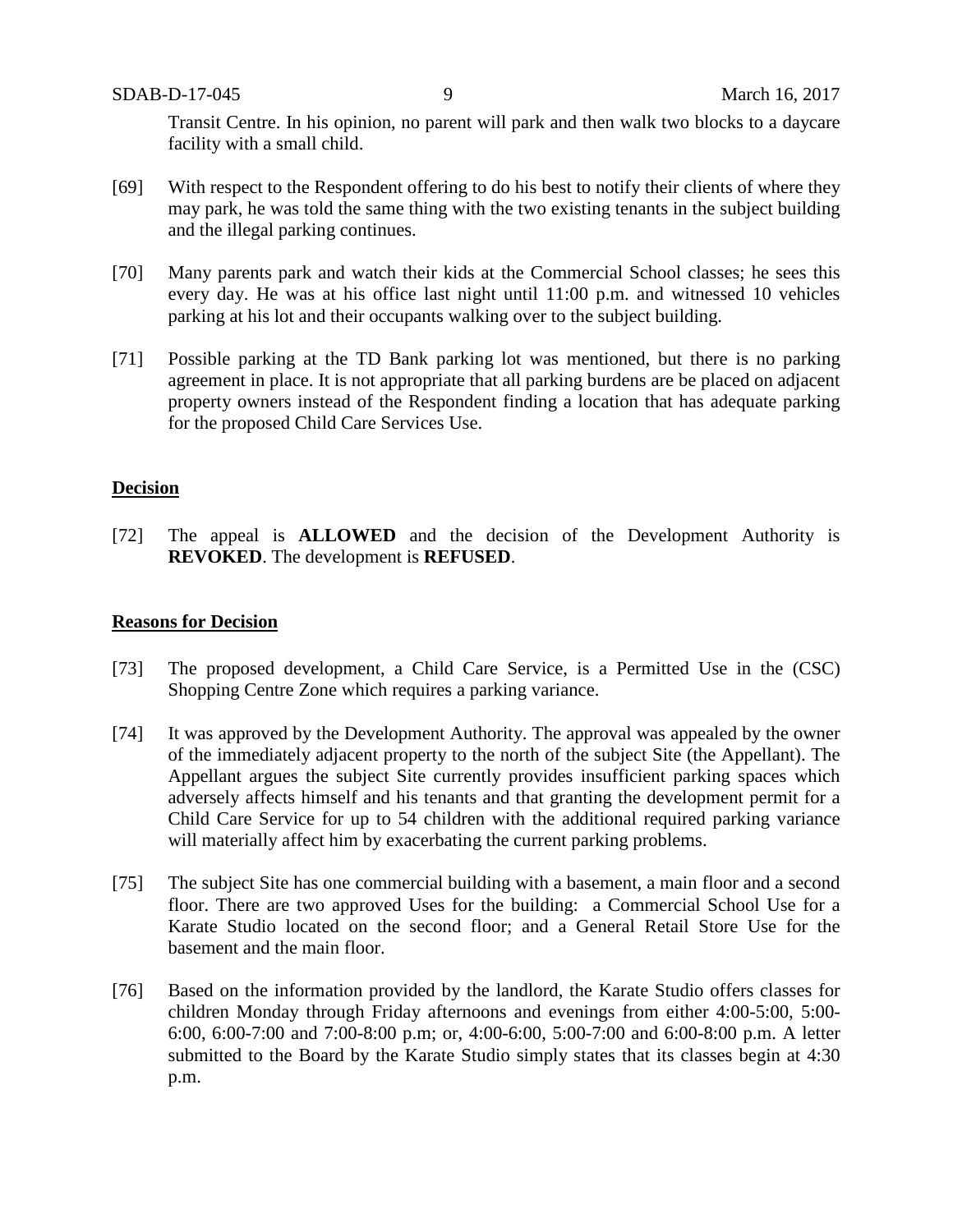Transit Centre. In his opinion, no parent will park and then walk two blocks to a daycare facility with a small child.

[69] With respect to the Respondent offering to do his best to notify their clients of where they may park, he was told the same thing with the two existing tenants in the subject building and the illegal parking continues.

[70] Many parents park and watch their kids at the Commercial School classes; he sees this every day. He was at his office last night until 11:00 p.m. and witnessed 10 vehicles parking at his lot and their occupants walking over to the subject building.

[71] Possible parking at the TD Bank parking lot was mentioned, but there is no parking agreement in place. It is not appropriate that all parking burdens are be placed on adjacent property owners instead of the Respondent finding a location that has adequate parking for the proposed Child Care Services Use.

## Decision

[72] The appeal is **ALLOWED** and the decision of the Development Authority is **REVOKED**. The development is **REFUSED**.

## Reasons for Decision

[73] The proposed development, a Child Care Service, is a Permitted Use in the (CSC) Shopping Centre Zone which requires a parking variance.

[74] It was approved by the Development Authority. The approval was appealed by the owner of the immediately adjacent property to the north of the subject Site (the Appellant). The Appellant argues the subject Site currently provides insufficient parking spaces which adversely affects himself and his tenants and that granting the development permit for a Child Care Service for up to 54 children with the additional required parking variance will materially affect him by exacerbating the current parking problems.

[75] The subject Site has one commercial building with a basement, a main floor and a second floor. There are two approved Uses for the building: a Commercial School Use for a Karate Studio located on the second floor; and a General Retail Store Use for the basement and the main floor.

[76] Based on the information provided by the landlord, the Karate Studio offers classes for children Monday through Friday afternoons and evenings from either 4:00-5:00, 5:00-6:00, 6:00-7:00 and 7:00-8:00 p.m; or, 4:00-6:00, 5:00-7:00 and 6:00-8:00 p.m. A letter submitted to the Board by the Karate Studio simply states that its classes begin at 4:30 p.m.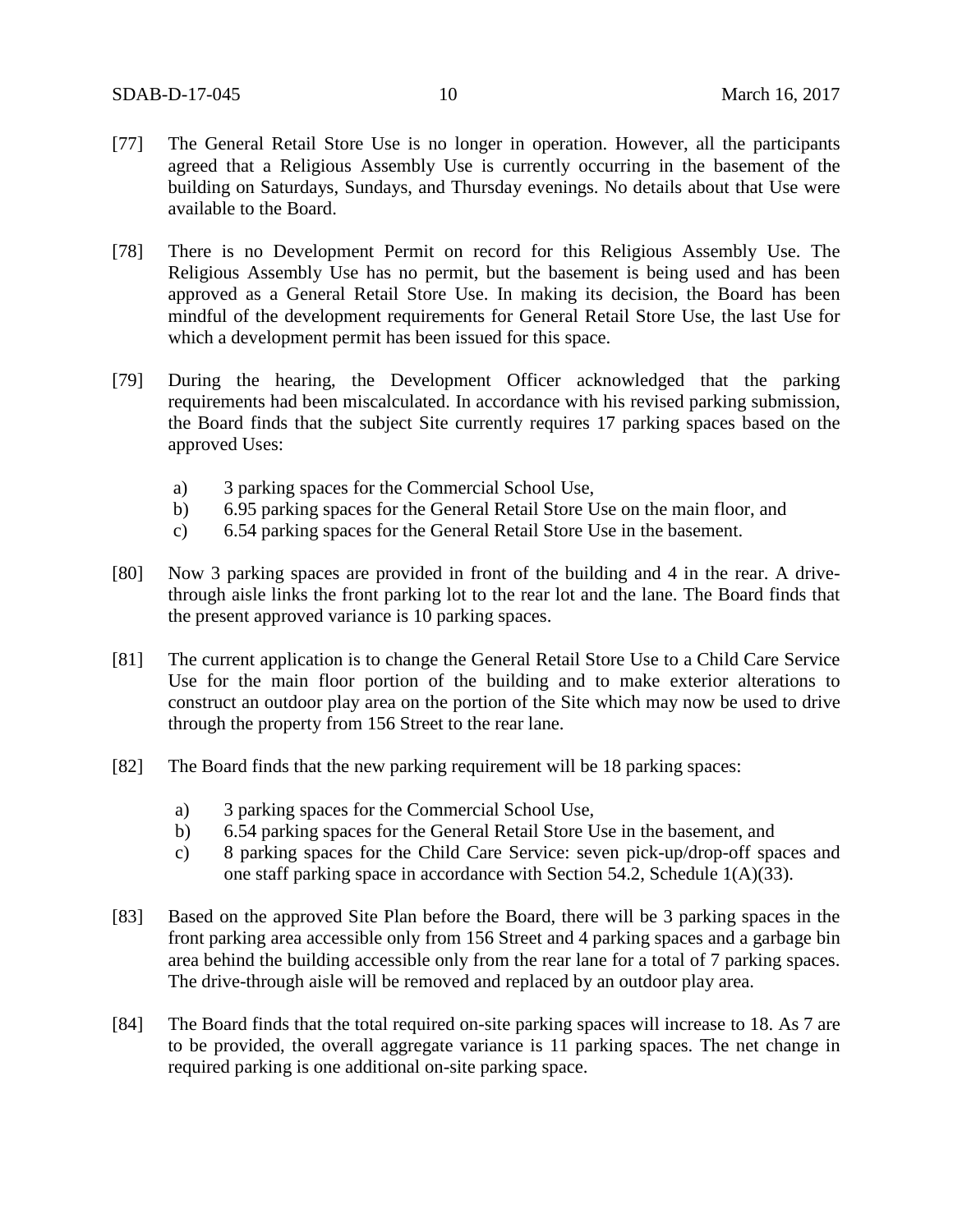[77] The General Retail Store Use is no longer in operation. However, all the participants agreed that a Religious Assembly Use is currently occurring in the basement of the building on Saturdays, Sundays, and Thursday evenings. No details about that Use were available to the Board.

[78] There is no Development Permit on record for this Religious Assembly Use. The Religious Assembly Use has no permit, but the basement is being used and has been approved as a General Retail Store Use. In making its decision, the Board has been mindful of the development requirements for General Retail Store Use, the last Use for which a development permit has been issued for this space.

[79] During the hearing, the Development Officer acknowledged that the parking requirements had been miscalculated. In accordance with his revised parking submission, the Board finds that the subject Site currently requires 17 parking spaces based on the approved Uses:

a) 3 parking spaces for the Commercial School Use,
b) 6.95 parking spaces for the General Retail Store Use on the main floor, and
c) 6.54 parking spaces for the General Retail Store Use in the basement.

[80] Now 3 parking spaces are provided in front of the building and 4 in the rear. A drive-through aisle links the front parking lot to the rear lot and the lane. The Board finds that the present approved variance is 10 parking spaces.

[81] The current application is to change the General Retail Store Use to a Child Care Service Use for the main floor portion of the building and to make exterior alterations to construct an outdoor play area on the portion of the Site which may now be used to drive through the property from 156 Street to the rear lane.

[82] The Board finds that the new parking requirement will be 18 parking spaces:

a) 3 parking spaces for the Commercial School Use,
b) 6.54 parking spaces for the General Retail Store Use in the basement, and
c) 8 parking spaces for the Child Care Service: seven pick-up/drop-off spaces and one staff parking space in accordance with Section 54.2, Schedule 1(A)(33).

[83] Based on the approved Site Plan before the Board, there will be 3 parking spaces in the front parking area accessible only from 156 Street and 4 parking spaces and a garbage bin area behind the building accessible only from the rear lane for a total of 7 parking spaces. The drive-through aisle will be removed and replaced by an outdoor play area.

[84] The Board finds that the total required on-site parking spaces will increase to 18. As 7 are to be provided, the overall aggregate variance is 11 parking spaces. The net change in required parking is one additional on-site parking space.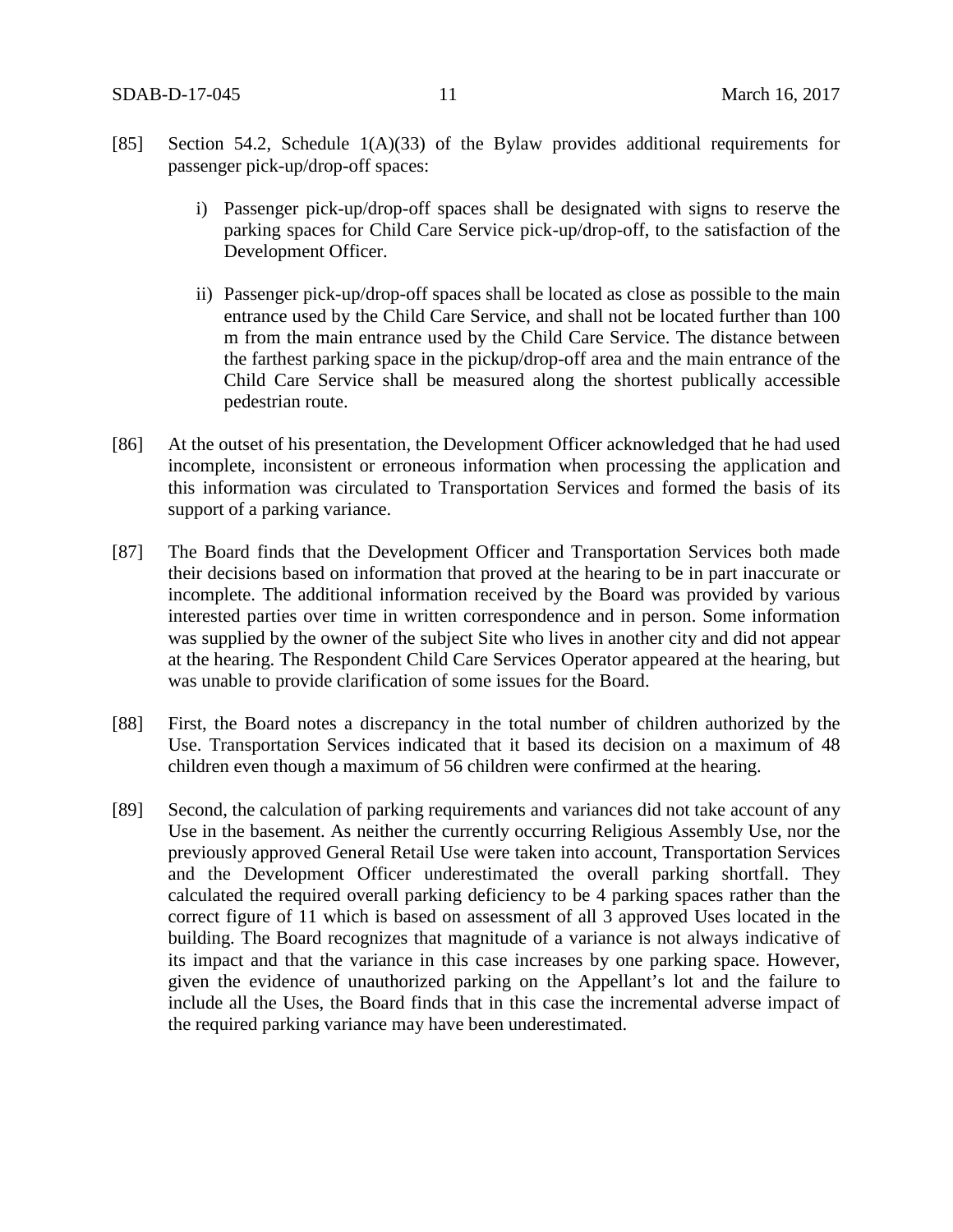[85] Section 54.2, Schedule 1(A)(33) of the Bylaw provides additional requirements for passenger pick-up/drop-off spaces:

> i) Passenger pick-up/drop-off spaces shall be designated with signs to reserve the parking spaces for Child Care Service pick-up/drop-off, to the satisfaction of the Development Officer.
>
> ii) Passenger pick-up/drop-off spaces shall be located as close as possible to the main entrance used by the Child Care Service, and shall not be located further than 100 m from the main entrance used by the Child Care Service. The distance between the farthest parking space in the pickup/drop-off area and the main entrance of the Child Care Service shall be measured along the shortest publically accessible pedestrian route.

[86] At the outset of his presentation, the Development Officer acknowledged that he had used incomplete, inconsistent or erroneous information when processing the application and this information was circulated to Transportation Services and formed the basis of its support of a parking variance.

[87] The Board finds that the Development Officer and Transportation Services both made their decisions based on information that proved at the hearing to be in part inaccurate or incomplete. The additional information received by the Board was provided by various interested parties over time in written correspondence and in person. Some information was supplied by the owner of the subject Site who lives in another city and did not appear at the hearing. The Respondent Child Care Services Operator appeared at the hearing, but was unable to provide clarification of some issues for the Board.

[88] First, the Board notes a discrepancy in the total number of children authorized by the Use. Transportation Services indicated that it based its decision on a maximum of 48 children even though a maximum of 56 children were confirmed at the hearing.

[89] Second, the calculation of parking requirements and variances did not take account of any Use in the basement. As neither the currently occurring Religious Assembly Use, nor the previously approved General Retail Use were taken into account, Transportation Services and the Development Officer underestimated the overall parking shortfall. They calculated the required overall parking deficiency to be 4 parking spaces rather than the correct figure of 11 which is based on assessment of all 3 approved Uses located in the building. The Board recognizes that magnitude of a variance is not always indicative of its impact and that the variance in this case increases by one parking space. However, given the evidence of unauthorized parking on the Appellant's lot and the failure to include all the Uses, the Board finds that in this case the incremental adverse impact of the required parking variance may have been underestimated.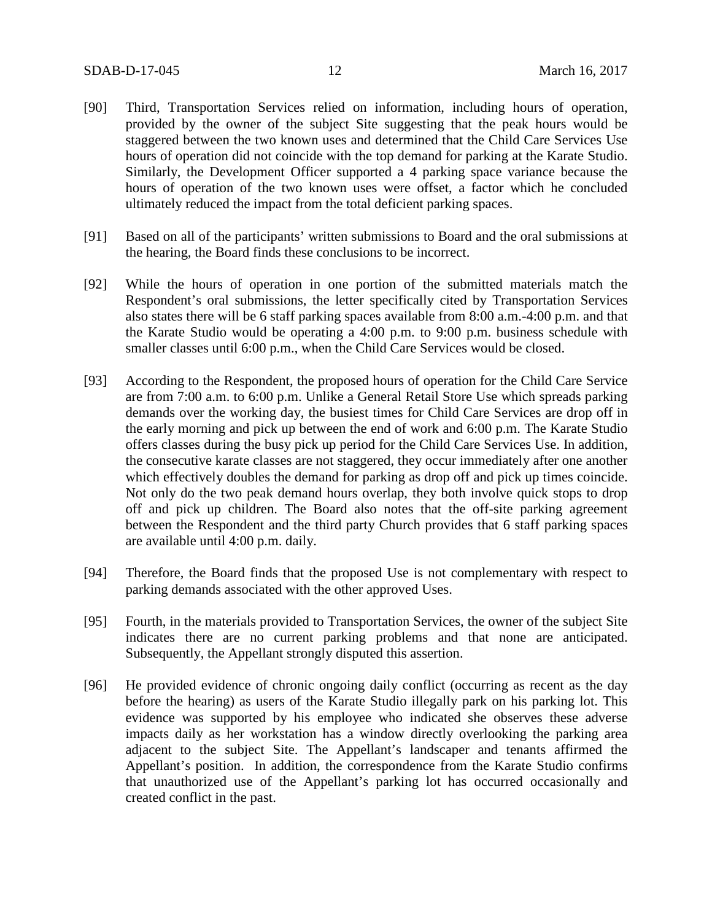[90] Third, Transportation Services relied on information, including hours of operation, provided by the owner of the subject Site suggesting that the peak hours would be staggered between the two known uses and determined that the Child Care Services Use hours of operation did not coincide with the top demand for parking at the Karate Studio. Similarly, the Development Officer supported a 4 parking space variance because the hours of operation of the two known uses were offset, a factor which he concluded ultimately reduced the impact from the total deficient parking spaces.

[91] Based on all of the participants' written submissions to Board and the oral submissions at the hearing, the Board finds these conclusions to be incorrect.

[92] While the hours of operation in one portion of the submitted materials match the Respondent's oral submissions, the letter specifically cited by Transportation Services also states there will be 6 staff parking spaces available from 8:00 a.m.-4:00 p.m. and that the Karate Studio would be operating a 4:00 p.m. to 9:00 p.m. business schedule with smaller classes until 6:00 p.m., when the Child Care Services would be closed.

[93] According to the Respondent, the proposed hours of operation for the Child Care Service are from 7:00 a.m. to 6:00 p.m. Unlike a General Retail Store Use which spreads parking demands over the working day, the busiest times for Child Care Services are drop off in the early morning and pick up between the end of work and 6:00 p.m. The Karate Studio offers classes during the busy pick up period for the Child Care Services Use. In addition, the consecutive karate classes are not staggered, they occur immediately after one another which effectively doubles the demand for parking as drop off and pick up times coincide. Not only do the two peak demand hours overlap, they both involve quick stops to drop off and pick up children. The Board also notes that the off-site parking agreement between the Respondent and the third party Church provides that 6 staff parking spaces are available until 4:00 p.m. daily.

[94] Therefore, the Board finds that the proposed Use is not complementary with respect to parking demands associated with the other approved Uses.

[95] Fourth, in the materials provided to Transportation Services, the owner of the subject Site indicates there are no current parking problems and that none are anticipated. Subsequently, the Appellant strongly disputed this assertion.

[96] He provided evidence of chronic ongoing daily conflict (occurring as recent as the day before the hearing) as users of the Karate Studio illegally park on his parking lot. This evidence was supported by his employee who indicated she observes these adverse impacts daily as her workstation has a window directly overlooking the parking area adjacent to the subject Site. The Appellant's landscaper and tenants affirmed the Appellant's position. In addition, the correspondence from the Karate Studio confirms that unauthorized use of the Appellant's parking lot has occurred occasionally and created conflict in the past.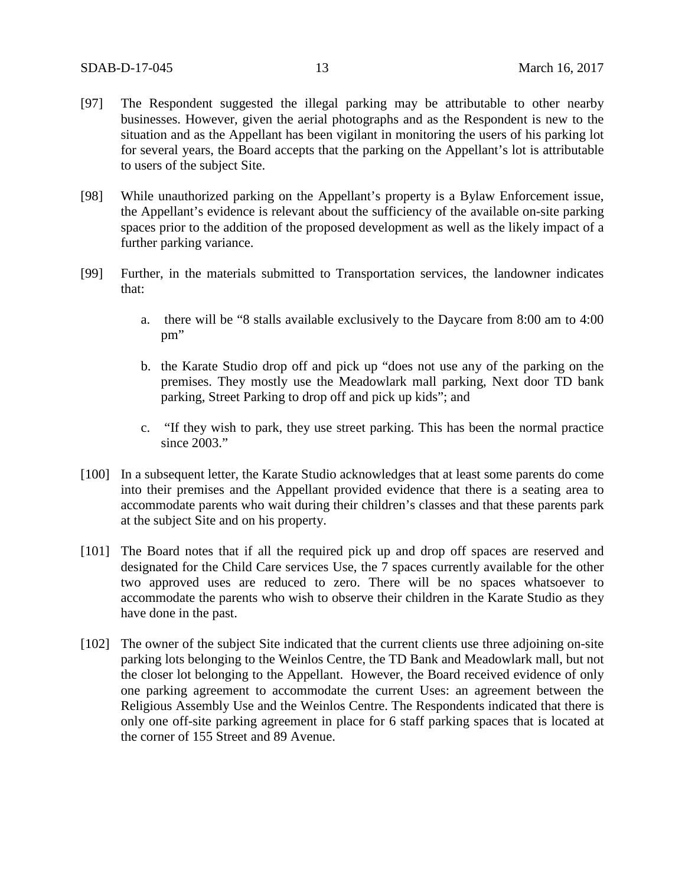[97] The Respondent suggested the illegal parking may be attributable to other nearby businesses. However, given the aerial photographs and as the Respondent is new to the situation and as the Appellant has been vigilant in monitoring the users of his parking lot for several years, the Board accepts that the parking on the Appellant's lot is attributable to users of the subject Site.

[98] While unauthorized parking on the Appellant's property is a Bylaw Enforcement issue, the Appellant's evidence is relevant about the sufficiency of the available on-site parking spaces prior to the addition of the proposed development as well as the likely impact of a further parking variance.

[99] Further, in the materials submitted to Transportation services, the landowner indicates that:

a. there will be "8 stalls available exclusively to the Daycare from 8:00 am to 4:00 pm"

b. the Karate Studio drop off and pick up "does not use any of the parking on the premises. They mostly use the Meadowlark mall parking, Next door TD bank parking, Street Parking to drop off and pick up kids"; and

c. "If they wish to park, they use street parking. This has been the normal practice since 2003."

[100] In a subsequent letter, the Karate Studio acknowledges that at least some parents do come into their premises and the Appellant provided evidence that there is a seating area to accommodate parents who wait during their children's classes and that these parents park at the subject Site and on his property.

[101] The Board notes that if all the required pick up and drop off spaces are reserved and designated for the Child Care services Use, the 7 spaces currently available for the other two approved uses are reduced to zero. There will be no spaces whatsoever to accommodate the parents who wish to observe their children in the Karate Studio as they have done in the past.

[102] The owner of the subject Site indicated that the current clients use three adjoining on-site parking lots belonging to the Weinlos Centre, the TD Bank and Meadowlark mall, but not the closer lot belonging to the Appellant. However, the Board received evidence of only one parking agreement to accommodate the current Uses: an agreement between the Religious Assembly Use and the Weinlos Centre. The Respondents indicated that there is only one off-site parking agreement in place for 6 staff parking spaces that is located at the corner of 155 Street and 89 Avenue.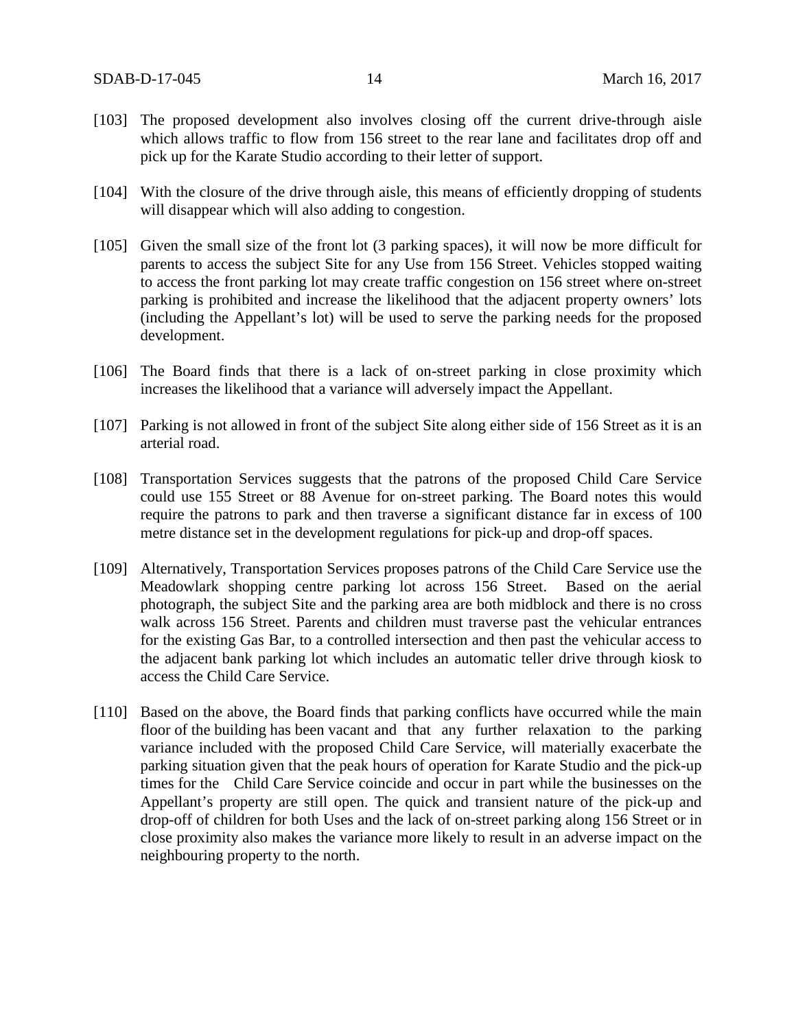[103] The proposed development also involves closing off the current drive-through aisle which allows traffic to flow from 156 street to the rear lane and facilitates drop off and pick up for the Karate Studio according to their letter of support.

[104] With the closure of the drive through aisle, this means of efficiently dropping of students will disappear which will also adding to congestion.

[105] Given the small size of the front lot (3 parking spaces), it will now be more difficult for parents to access the subject Site for any Use from 156 Street. Vehicles stopped waiting to access the front parking lot may create traffic congestion on 156 street where on-street parking is prohibited and increase the likelihood that the adjacent property owners' lots (including the Appellant's lot) will be used to serve the parking needs for the proposed development.

[106] The Board finds that there is a lack of on-street parking in close proximity which increases the likelihood that a variance will adversely impact the Appellant.

[107] Parking is not allowed in front of the subject Site along either side of 156 Street as it is an arterial road.

[108] Transportation Services suggests that the patrons of the proposed Child Care Service could use 155 Street or 88 Avenue for on-street parking. The Board notes this would require the patrons to park and then traverse a significant distance far in excess of 100 metre distance set in the development regulations for pick-up and drop-off spaces.

[109] Alternatively, Transportation Services proposes patrons of the Child Care Service use the Meadowlark shopping centre parking lot across 156 Street. Based on the aerial photograph, the subject Site and the parking area are both midblock and there is no cross walk across 156 Street. Parents and children must traverse past the vehicular entrances for the existing Gas Bar, to a controlled intersection and then past the vehicular access to the adjacent bank parking lot which includes an automatic teller drive through kiosk to access the Child Care Service.

[110] Based on the above, the Board finds that parking conflicts have occurred while the main floor of the building has been vacant and that any further relaxation to the parking variance included with the proposed Child Care Service, will materially exacerbate the parking situation given that the peak hours of operation for Karate Studio and the pick-up times for the Child Care Service coincide and occur in part while the businesses on the Appellant's property are still open. The quick and transient nature of the pick-up and drop-off of children for both Uses and the lack of on-street parking along 156 Street or in close proximity also makes the variance more likely to result in an adverse impact on the neighbouring property to the north.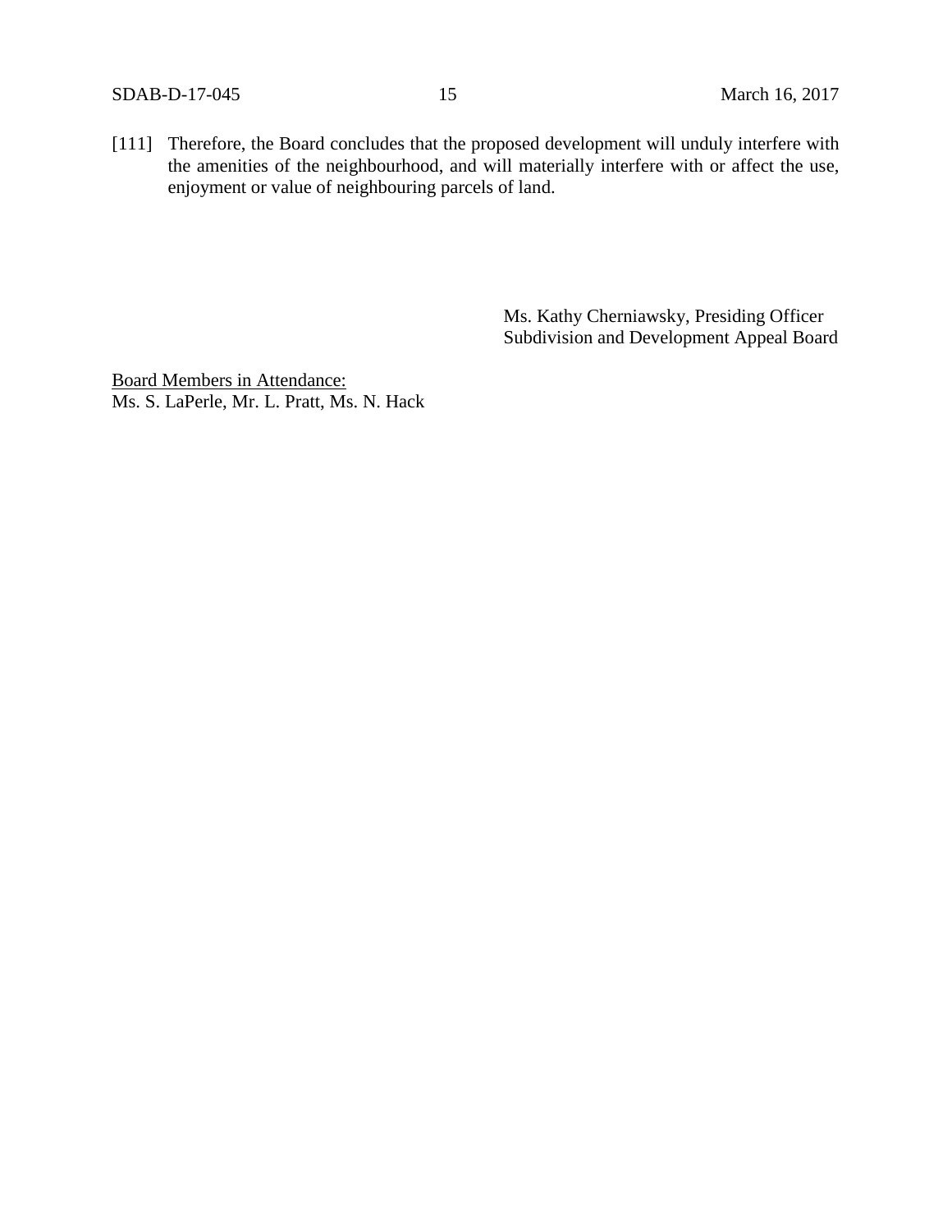[111] Therefore, the Board concludes that the proposed development will unduly interfere with the amenities of the neighbourhood, and will materially interfere with or affect the use, enjoyment or value of neighbouring parcels of land.

Ms. Kathy Cherniawsky, Presiding Officer
Subdivision and Development Appeal Board

<u>Board Members in Attendance:</u>
Ms. S. LaPerle, Mr. L. Pratt, Ms. N. Hack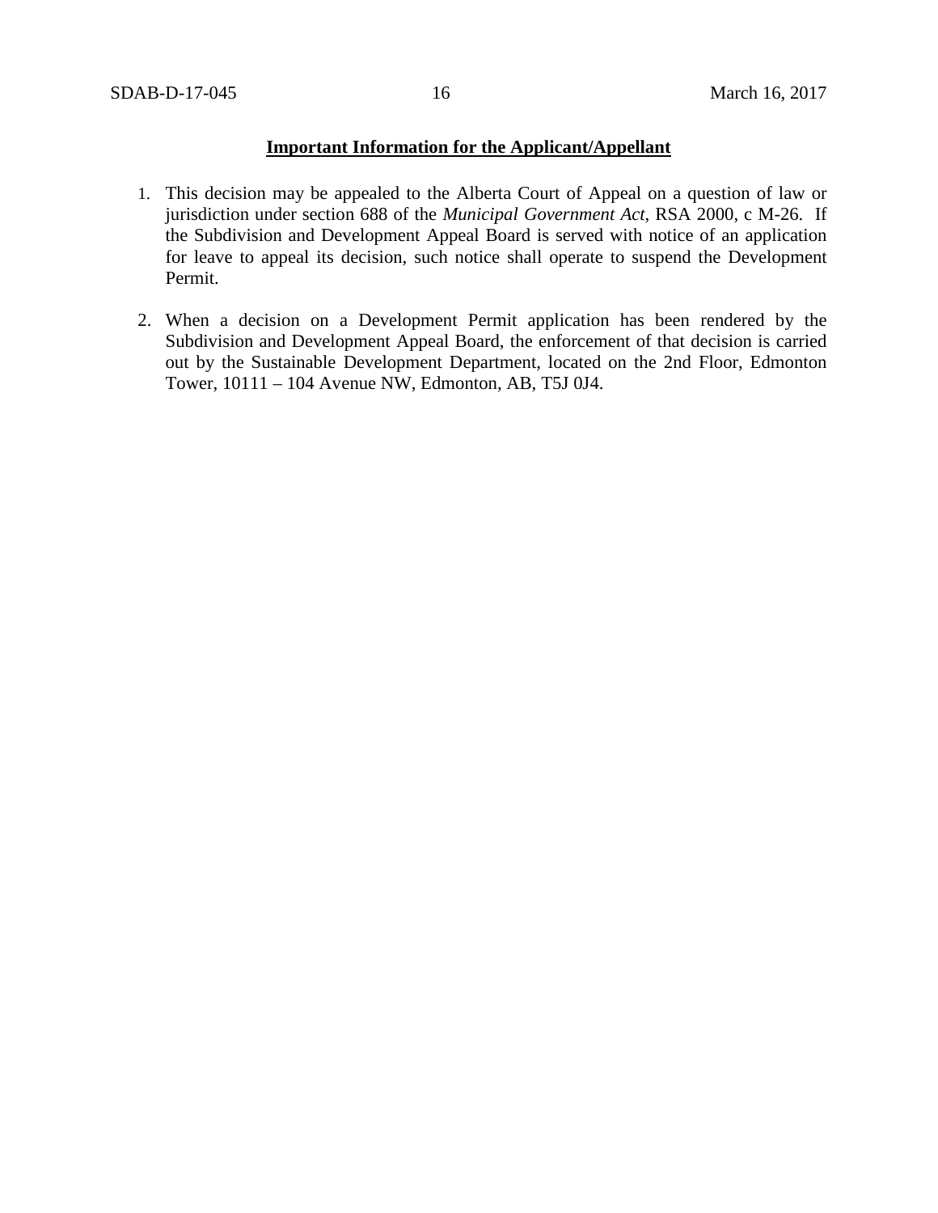**Important Information for the Applicant/Appellant**

1. This decision may be appealed to the Alberta Court of Appeal on a question of law or jurisdiction under section 688 of the *Municipal Government Act*, RSA 2000, c M-26. If the Subdivision and Development Appeal Board is served with notice of an application for leave to appeal its decision, such notice shall operate to suspend the Development Permit.

2. When a decision on a Development Permit application has been rendered by the Subdivision and Development Appeal Board, the enforcement of that decision is carried out by the Sustainable Development Department, located on the 2nd Floor, Edmonton Tower, 10111 – 104 Avenue NW, Edmonton, AB, T5J 0J4.